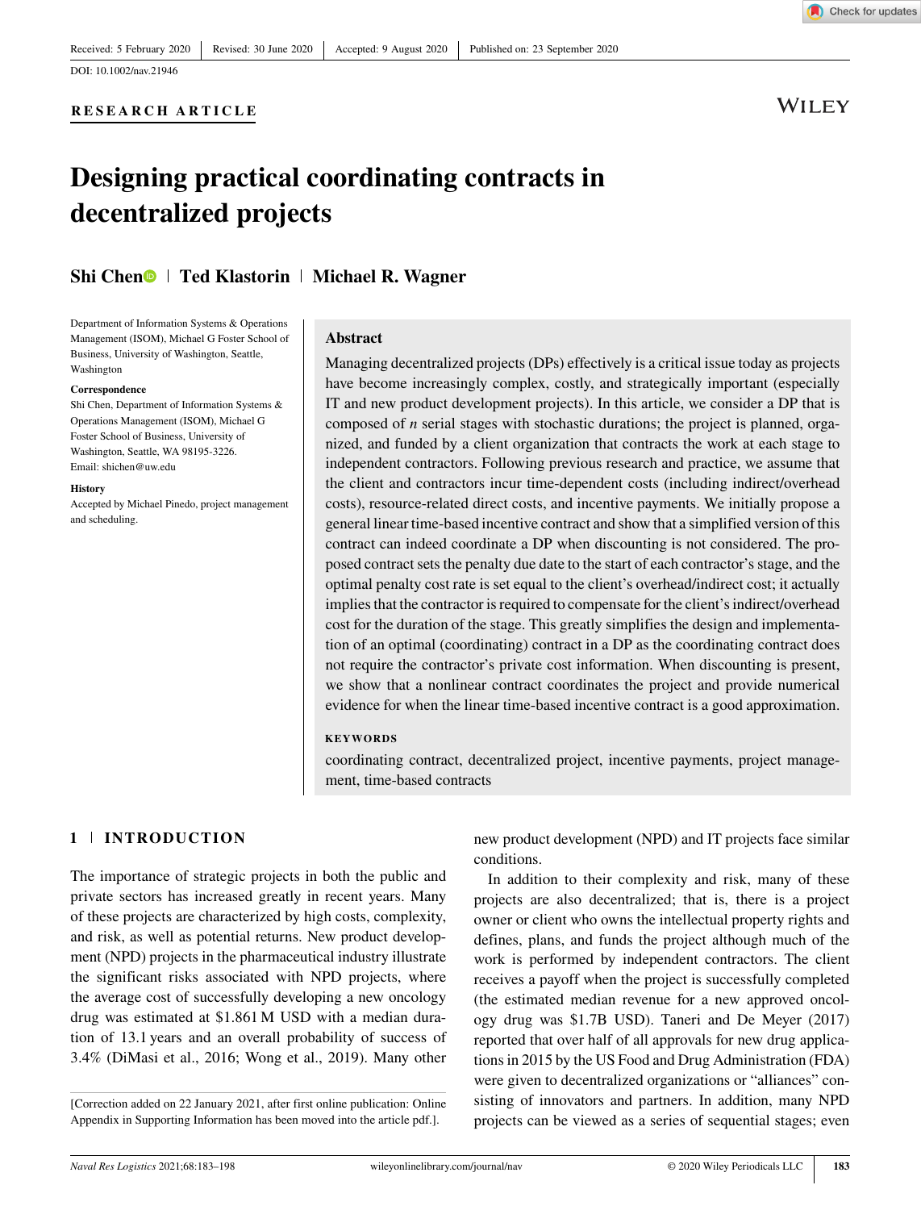Received: 5 February 2020 | Revised: 30 June 2020 | Accepted: 9 August 2020 | Published on: 23 September 2020

DOI: 10.1002/nav.21946

**RESEARCH ARTICLE**

# Designing practical coordinating contracts in decentralized projects

**Shi Chen | Ted Klastorin | Michael R. Wagner**

Department of Information Systems & Operations Management (ISOM), Michael G Foster School of Business, University of Washington, Seattle, Washington

**Correspondence**
Shi Chen, Department of Information Systems & Operations Management (ISOM), Michael G Foster School of Business, University of Washington, Seattle, WA 98195-3226.
Email: shichen@uw.edu

**History**
Accepted by Michael Pinedo, project management and scheduling.

## Abstract

Managing decentralized projects (DPs) effectively is a critical issue today as projects have become increasingly complex, costly, and strategically important (especially IT and new product development projects). In this article, we consider a DP that is composed of $n$ serial stages with stochastic durations; the project is planned, organized, and funded by a client organization that contracts the work at each stage to independent contractors. Following previous research and practice, we assume that the client and contractors incur time-dependent costs (including indirect/overhead costs), resource-related direct costs, and incentive payments. We initially propose a general linear time-based incentive contract and show that a simplified version of this contract can indeed coordinate a DP when discounting is not considered. The proposed contract sets the penalty due date to the start of each contractor's stage, and the optimal penalty cost rate is set equal to the client's overhead/indirect cost; it actually implies that the contractor is required to compensate for the client's indirect/overhead cost for the duration of the stage. This greatly simplifies the design and implementation of an optimal (coordinating) contract in a DP as the coordinating contract does not require the contractor's private cost information. When discounting is present, we show that a nonlinear contract coordinates the project and provide numerical evidence for when the linear time-based incentive contract is a good approximation.

**KEYWORDS**

coordinating contract, decentralized project, incentive payments, project management, time-based contracts

## 1 | INTRODUCTION

The importance of strategic projects in both the public and private sectors has increased greatly in recent years. Many of these projects are characterized by high costs, complexity, and risk, as well as potential returns. New product development (NPD) projects in the pharmaceutical industry illustrate the significant risks associated with NPD projects, where the average cost of successfully developing a new oncology drug was estimated at \$1.861 M USD with a median duration of 13.1 years and an overall probability of success of 3.4% (DiMasi et al., 2016; Wong et al., 2019). Many other new product development (NPD) and IT projects face similar conditions.

In addition to their complexity and risk, many of these projects are also decentralized; that is, there is a project owner or client who owns the intellectual property rights and defines, plans, and funds the project although much of the work is performed by independent contractors. The client receives a payoff when the project is successfully completed (the estimated median revenue for a new approved oncology drug was \$1.7B USD). Taneri and De Meyer (2017) reported that over half of all approvals for new drug applications in 2015 by the US Food and Drug Administration (FDA) were given to decentralized organizations or "alliances" consisting of innovators and partners. In addition, many NPD projects can be viewed as a series of sequential stages; even

[Correction added on 22 January 2021, after first online publication: Online Appendix in Supporting Information has been moved into the article pdf.].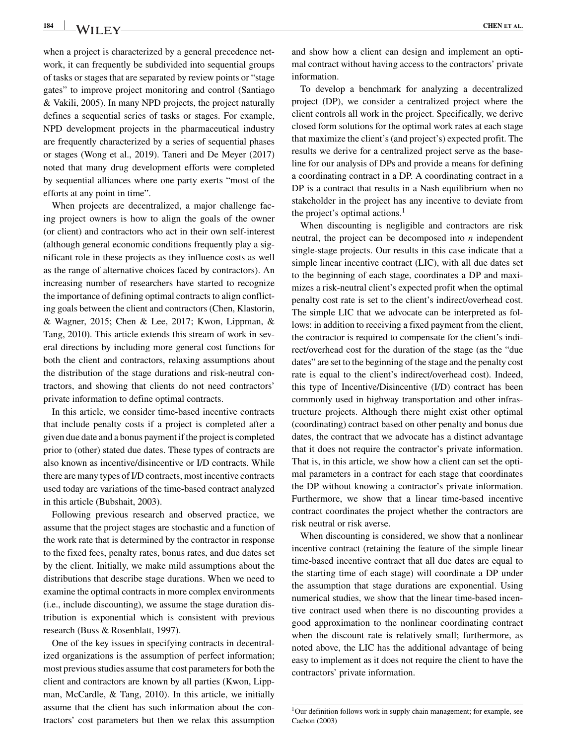when a project is characterized by a general precedence network, it can frequently be subdivided into sequential groups of tasks or stages that are separated by review points or "stage gates" to improve project monitoring and control (Santiago & Vakili, 2005). In many NPD projects, the project naturally defines a sequential series of tasks or stages. For example, NPD development projects in the pharmaceutical industry are frequently characterized by a series of sequential phases or stages (Wong et al., 2019). Taneri and De Meyer (2017) noted that many drug development efforts were completed by sequential alliances where one party exerts "most of the efforts at any point in time".

When projects are decentralized, a major challenge facing project owners is how to align the goals of the owner (or client) and contractors who act in their own self-interest (although general economic conditions frequently play a significant role in these projects as they influence costs as well as the range of alternative choices faced by contractors). An increasing number of researchers have started to recognize the importance of defining optimal contracts to align conflicting goals between the client and contractors (Chen, Klastorin, & Wagner, 2015; Chen & Lee, 2017; Kwon, Lippman, & Tang, 2010). This article extends this stream of work in several directions by including more general cost functions for both the client and contractors, relaxing assumptions about the distribution of the stage durations and risk-neutral contractors, and showing that clients do not need contractors' private information to define optimal contracts.

In this article, we consider time-based incentive contracts that include penalty costs if a project is completed after a given due date and a bonus payment if the project is completed prior to (other) stated due dates. These types of contracts are also known as incentive/disincentive or I/D contracts. While there are many types of I/D contracts, most incentive contracts used today are variations of the time-based contract analyzed in this article (Bubshait, 2003).

Following previous research and observed practice, we assume that the project stages are stochastic and a function of the work rate that is determined by the contractor in response to the fixed fees, penalty rates, bonus rates, and due dates set by the client. Initially, we make mild assumptions about the distributions that describe stage durations. When we need to examine the optimal contracts in more complex environments (i.e., include discounting), we assume the stage duration distribution is exponential which is consistent with previous research (Buss & Rosenblatt, 1997).

One of the key issues in specifying contracts in decentralized organizations is the assumption of perfect information; most previous studies assume that cost parameters for both the client and contractors are known by all parties (Kwon, Lippman, McCardle, & Tang, 2010). In this article, we initially assume that the client has such information about the contractors' cost parameters but then we relax this assumption and show how a client can design and implement an optimal contract without having access to the contractors' private information.

To develop a benchmark for analyzing a decentralized project (DP), we consider a centralized project where the client controls all work in the project. Specifically, we derive closed form solutions for the optimal work rates at each stage that maximize the client's (and project's) expected profit. The results we derive for a centralized project serve as the baseline for our analysis of DPs and provide a means for defining a coordinating contract in a DP. A coordinating contract in a DP is a contract that results in a Nash equilibrium when no stakeholder in the project has any incentive to deviate from the project's optimal actions.[1]

When discounting is negligible and contractors are risk neutral, the project can be decomposed into $n$ independent single-stage projects. Our results in this case indicate that a simple linear incentive contract (LIC), with all due dates set to the beginning of each stage, coordinates a DP and maximizes a risk-neutral client's expected profit when the optimal penalty cost rate is set to the client's indirect/overhead cost. The simple LIC that we advocate can be interpreted as follows: in addition to receiving a fixed payment from the client, the contractor is required to compensate for the client's indirect/overhead cost for the duration of the stage (as the "due dates" are set to the beginning of the stage and the penalty cost rate is equal to the client's indirect/overhead cost). Indeed, this type of Incentive/Disincentive (I/D) contract has been commonly used in highway transportation and other infrastructure projects. Although there might exist other optimal (coordinating) contract based on other penalty and bonus due dates, the contract that we advocate has a distinct advantage that it does not require the contractor's private information. That is, in this article, we show how a client can set the optimal parameters in a contract for each stage that coordinates the DP without knowing a contractor's private information. Furthermore, we show that a linear time-based incentive contract coordinates the project whether the contractors are risk neutral or risk averse.

When discounting is considered, we show that a nonlinear incentive contract (retaining the feature of the simple linear time-based incentive contract that all due dates are equal to the starting time of each stage) will coordinate a DP under the assumption that stage durations are exponential. Using numerical studies, we show that the linear time-based incentive contract used when there is no discounting provides a good approximation to the nonlinear coordinating contract when the discount rate is relatively small; furthermore, as noted above, the LIC has the additional advantage of being easy to implement as it does not require the client to have the contractors' private information.

[1] Our definition follows work in supply chain management; for example, see Cachon (2003)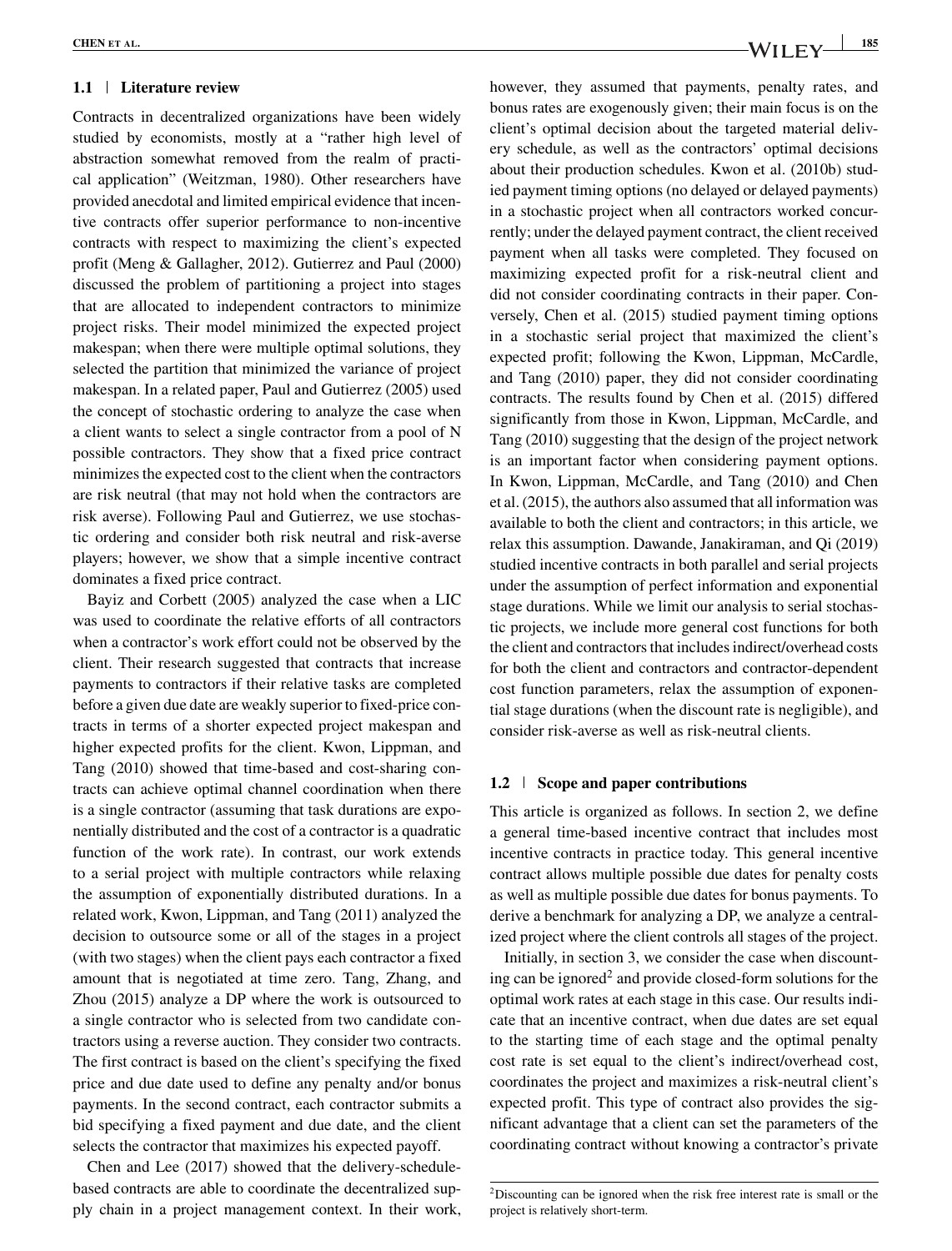### 1.1 | Literature review

Contracts in decentralized organizations have been widely studied by economists, mostly at a "rather high level of abstraction somewhat removed from the realm of practical application" (Weitzman, 1980). Other researchers have provided anecdotal and limited empirical evidence that incentive contracts offer superior performance to non-incentive contracts with respect to maximizing the client's expected profit (Meng & Gallagher, 2012). Gutierrez and Paul (2000) discussed the problem of partitioning a project into stages that are allocated to independent contractors to minimize project risks. Their model minimized the expected project makespan; when there were multiple optimal solutions, they selected the partition that minimized the variance of project makespan. In a related paper, Paul and Gutierrez (2005) used the concept of stochastic ordering to analyze the case when a client wants to select a single contractor from a pool of N possible contractors. They show that a fixed price contract minimizes the expected cost to the client when the contractors are risk neutral (that may not hold when the contractors are risk averse). Following Paul and Gutierrez, we use stochastic ordering and consider both risk neutral and risk-averse players; however, we show that a simple incentive contract dominates a fixed price contract.

Bayiz and Corbett (2005) analyzed the case when a LIC was used to coordinate the relative efforts of all contractors when a contractor's work effort could not be observed by the client. Their research suggested that contracts that increase payments to contractors if their relative tasks are completed before a given due date are weakly superior to fixed-price contracts in terms of a shorter expected project makespan and higher expected profits for the client. Kwon, Lippman, and Tang (2010) showed that time-based and cost-sharing contracts can achieve optimal channel coordination when there is a single contractor (assuming that task durations are exponentially distributed and the cost of a contractor is a quadratic function of the work rate). In contrast, our work extends to a serial project with multiple contractors while relaxing the assumption of exponentially distributed durations. In a related work, Kwon, Lippman, and Tang (2011) analyzed the decision to outsource some or all of the stages in a project (with two stages) when the client pays each contractor a fixed amount that is negotiated at time zero. Tang, Zhang, and Zhou (2015) analyze a DP where the work is outsourced to a single contractor who is selected from two candidate contractors using a reverse auction. They consider two contracts. The first contract is based on the client's specifying the fixed price and due date used to define any penalty and/or bonus payments. In the second contract, each contractor submits a bid specifying a fixed payment and due date, and the client selects the contractor that maximizes his expected payoff.

Chen and Lee (2017) showed that the delivery-schedule-based contracts are able to coordinate the decentralized supply chain in a project management context. In their work, however, they assumed that payments, penalty rates, and bonus rates are exogenously given; their main focus is on the client's optimal decision about the targeted material delivery schedule, as well as the contractors' optimal decisions about their production schedules. Kwon et al. (2010b) studied payment timing options (no delayed or delayed payments) in a stochastic project when all contractors worked concurrently; under the delayed payment contract, the client received payment when all tasks were completed. They focused on maximizing expected profit for a risk-neutral client and did not consider coordinating contracts in their paper. Conversely, Chen et al. (2015) studied payment timing options in a stochastic serial project that maximized the client's expected profit; following the Kwon, Lippman, McCardle, and Tang (2010) paper, they did not consider coordinating contracts. The results found by Chen et al. (2015) differed significantly from those in Kwon, Lippman, McCardle, and Tang (2010) suggesting that the design of the project network is an important factor when considering payment options. In Kwon, Lippman, McCardle, and Tang (2010) and Chen et al. (2015), the authors also assumed that all information was available to both the client and contractors; in this article, we relax this assumption. Dawande, Janakiraman, and Qi (2019) studied incentive contracts in both parallel and serial projects under the assumption of perfect information and exponential stage durations. While we limit our analysis to serial stochastic projects, we include more general cost functions for both the client and contractors that includes indirect/overhead costs for both the client and contractors and contractor-dependent cost function parameters, relax the assumption of exponential stage durations (when the discount rate is negligible), and consider risk-averse as well as risk-neutral clients.

### 1.2 | Scope and paper contributions

This article is organized as follows. In section 2, we define a general time-based incentive contract that includes most incentive contracts in practice today. This general incentive contract allows multiple possible due dates for penalty costs as well as multiple possible due dates for bonus payments. To derive a benchmark for analyzing a DP, we analyze a centralized project where the client controls all stages of the project.

Initially, in section 3, we consider the case when discounting can be ignored[2] and provide closed-form solutions for the optimal work rates at each stage in this case. Our results indicate that an incentive contract, when due dates are set equal to the starting time of each stage and the optimal penalty cost rate is set equal to the client's indirect/overhead cost, coordinates the project and maximizes a risk-neutral client's expected profit. This type of contract also provides the significant advantage that a client can set the parameters of the coordinating contract without knowing a contractor's private

[2]Discounting can be ignored when the risk free interest rate is small or the project is relatively short-term.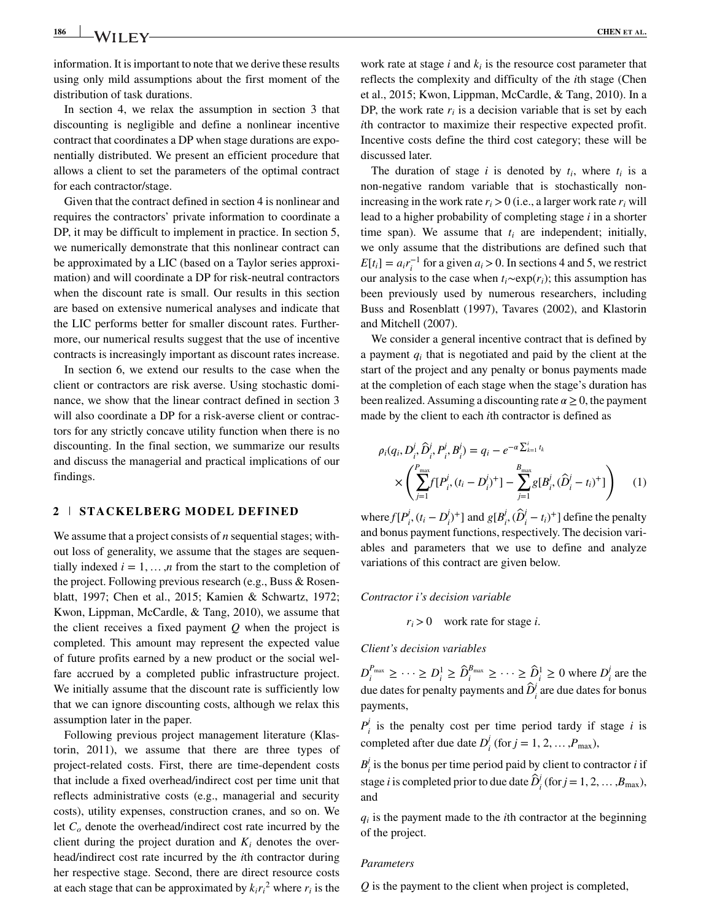information. It is important to note that we derive these results using only mild assumptions about the first moment of the distribution of task durations.

In section 4, we relax the assumption in section 3 that discounting is negligible and define a nonlinear incentive contract that coordinates a DP when stage durations are exponentially distributed. We present an efficient procedure that allows a client to set the parameters of the optimal contract for each contractor/stage.

Given that the contract defined in section 4 is nonlinear and requires the contractors' private information to coordinate a DP, it may be difficult to implement in practice. In section 5, we numerically demonstrate that this nonlinear contract can be approximated by a LIC (based on a Taylor series approximation) and will coordinate a DP for risk-neutral contractors when the discount rate is small. Our results in this section are based on extensive numerical analyses and indicate that the LIC performs better for smaller discount rates. Furthermore, our numerical results suggest that the use of incentive contracts is increasingly important as discount rates increase.

In section 6, we extend our results to the case when the client or contractors are risk averse. Using stochastic dominance, we show that the linear contract defined in section 3 will also coordinate a DP for a risk-averse client or contractors for any strictly concave utility function when there is no discounting. In the final section, we summarize our results and discuss the managerial and practical implications of our findings.

## 2 | STACKELBERG MODEL DEFINED

We assume that a project consists of $n$ sequential stages; without loss of generality, we assume that the stages are sequentially indexed $i = 1, \ldots, n$ from the start to the completion of the project. Following previous research (e.g., Buss & Rosenblatt, 1997; Chen et al., 2015; Kamien & Schwartz, 1972; Kwon, Lippman, McCardle, & Tang, 2010), we assume that the client receives a fixed payment $Q$ when the project is completed. This amount may represent the expected value of future profits earned by a new product or the social welfare accrued by a completed public infrastructure project. We initially assume that the discount rate is sufficiently low that we can ignore discounting costs, although we relax this assumption later in the paper.

Following previous project management literature (Klastorin, 2011), we assume that there are three types of project-related costs. First, there are time-dependent costs that include a fixed overhead/indirect cost per time unit that reflects administrative costs (e.g., managerial and security costs), utility expenses, construction cranes, and so on. We let $C_o$ denote the overhead/indirect cost rate incurred by the client during the project duration and $K_i$ denotes the overhead/indirect cost rate incurred by the $i$th contractor during her respective stage. Second, there are direct resource costs at each stage that can be approximated by $k_i r_i^2$ where $r_i$ is the work rate at stage $i$ and $k_i$ is the resource cost parameter that reflects the complexity and difficulty of the $i$th stage (Chen et al., 2015; Kwon, Lippman, McCardle, & Tang, 2010). In a DP, the work rate $r_i$ is a decision variable that is set by each $i$th contractor to maximize their respective expected profit. Incentive costs define the third cost category; these will be discussed later.

The duration of stage $i$ is denoted by $t_i$, where $t_i$ is a non-negative random variable that is stochastically non-increasing in the work rate $r_i > 0$ (i.e., a larger work rate $r_i$ will lead to a higher probability of completing stage $i$ in a shorter time span). We assume that $t_i$ are independent; initially, we only assume that the distributions are defined such that $E[t_i] = a_i r_i^{-1}$ for a given $a_i > 0$. In sections 4 and 5, we restrict our analysis to the case when $t_i \sim \exp(r_i)$; this assumption has been previously used by numerous researchers, including Buss and Rosenblatt (1997), Tavares (2002), and Klastorin and Mitchell (2007).

We consider a general incentive contract that is defined by a payment $q_i$ that is negotiated and paid by the client at the start of the project and any penalty or bonus payments made at the completion of each stage when the stage's duration has been realized. Assuming a discounting rate $\alpha \geq 0$, the payment made by the client to each $i$th contractor is defined as

$$\rho_i(q_i, D_i^j, \hat{D}_i^j, P_i^j, B_i^j) = q_i - e^{-\alpha \sum_{k=1}^{i} t_k} \times \left( \sum_{j=1}^{P_{\max}} f[P_i^j, (t_i - D_i^j)^+] - \sum_{j=1}^{B_{\max}} g[B_i^j, (\hat{D}_i^j - t_i)^+] \right) \quad (1)$$

where $f[P_i^j, (t_i - D_i^j)^+]$ and $g[B_i^j, (\hat{D}_i^j - t_i)^+]$ define the penalty and bonus payment functions, respectively. The decision variables and parameters that we use to define and analyze variations of this contract are given below.

*Contractor i's decision variable*

$r_i > 0$ work rate for stage $i$.

*Client's decision variables*

$D_i^{P_{\max}} \geq \cdots \geq D_i^1 \geq \hat{D}_i^{B_{\max}} \geq \cdots \geq \hat{D}_i^1 \geq 0$ where $D_i^j$ are the due dates for penalty payments and $\hat{D}_i^j$ are due dates for bonus payments,

$P_i^j$ is the penalty cost per time period tardy if stage $i$ is completed after due date $D_i^j$ (for $j = 1, 2, \ldots, P_{\max}$),

$B_i^j$ is the bonus per time period paid by client to contractor $i$ if stage $i$ is completed prior to due date $\hat{D}_i^j$ (for $j = 1, 2, \ldots, B_{\max}$), and

$q_i$ is the payment made to the $i$th contractor at the beginning of the project.

*Parameters*

$Q$ is the payment to the client when project is completed,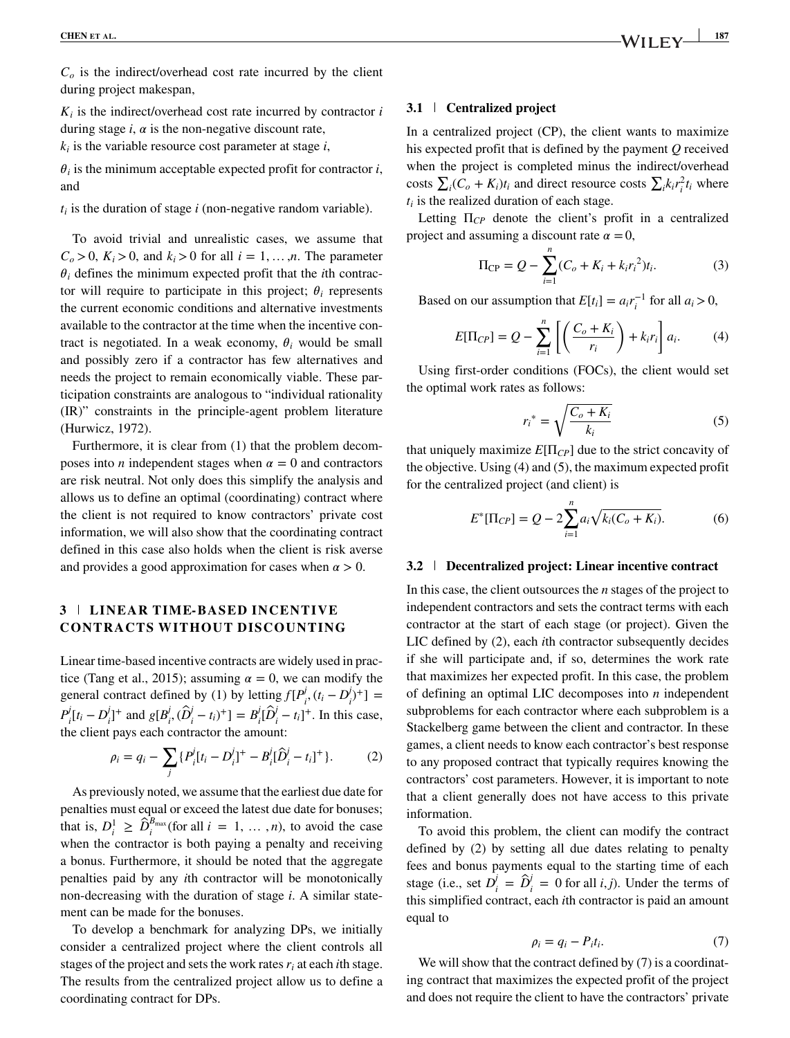$C_o$ is the indirect/overhead cost rate incurred by the client during project makespan,

$K_i$ is the indirect/overhead cost rate incurred by contractor $i$ during stage $i$, $\alpha$ is the non-negative discount rate,

$k_i$ is the variable resource cost parameter at stage $i$,

$\theta_i$ is the minimum acceptable expected profit for contractor $i$, and

$t_i$ is the duration of stage $i$ (non-negative random variable).

To avoid trivial and unrealistic cases, we assume that $C_o > 0$, $K_i > 0$, and $k_i > 0$ for all $i = 1, \ldots, n$. The parameter $\theta_i$ defines the minimum expected profit that the $i$th contractor will require to participate in this project; $\theta_i$ represents the current economic conditions and alternative investments available to the contractor at the time when the incentive contract is negotiated. In a weak economy, $\theta_i$ would be small and possibly zero if a contractor has few alternatives and needs the project to remain economically viable. These participation constraints are analogous to "individual rationality (IR)" constraints in the principle-agent problem literature (Hurwicz, 1972).

Furthermore, it is clear from (1) that the problem decomposes into $n$ independent stages when $\alpha = 0$ and contractors are risk neutral. Not only does this simplify the analysis and allows us to define an optimal (coordinating) contract where the client is not required to know contractors' private cost information, we will also show that the coordinating contract defined in this case also holds when the client is risk averse and provides a good approximation for cases when $\alpha > 0$.

## 3 | LINEAR TIME-BASED INCENTIVE CONTRACTS WITHOUT DISCOUNTING

Linear time-based incentive contracts are widely used in practice (Tang et al., 2015); assuming $\alpha = 0$, we can modify the general contract defined by (1) by letting $f[P_i^j, (t_i - D_i^j)^+] = P_i^j[t_i - D_i^j]^+$ and $g[B_i^j, (\widehat{D}_i^j - t_i)^+] = B_i^j[\widehat{D}_i^j - t_i]^+$. In this case, the client pays each contractor the amount:

$$\rho_i = q_i - \sum_j \{P_i^j[t_i - D_i^j]^+ - B_i^j[\widehat{D}_i^j - t_i]^+\}. \tag{2}$$

As previously noted, we assume that the earliest due date for penalties must equal or exceed the latest due date for bonuses; that is, $D_i^1 \geq \widehat{D}_i^{B_{\max}}$(for all $i = 1, \ldots, n$), to avoid the case when the contractor is both paying a penalty and receiving a bonus. Furthermore, it should be noted that the aggregate penalties paid by any $i$th contractor will be monotonically non-decreasing with the duration of stage $i$. A similar statement can be made for the bonuses.

To develop a benchmark for analyzing DPs, we initially consider a centralized project where the client controls all stages of the project and sets the work rates $r_i$ at each $i$th stage. The results from the centralized project allow us to define a coordinating contract for DPs.

### 3.1 | Centralized project

In a centralized project (CP), the client wants to maximize his expected profit that is defined by the payment $Q$ received when the project is completed minus the indirect/overhead costs $\sum_i (C_o + K_i)t_i$ and direct resource costs $\sum_i k_i r_i^2 t_i$ where $t_i$ is the realized duration of each stage.

Letting $\Pi_{CP}$ denote the client's profit in a centralized project and assuming a discount rate $\alpha = 0$,

$$\Pi_{\text{CP}} = Q - \sum_{i=1}^{n} (C_o + K_i + k_i r_i^2)t_i. \tag{3}$$

Based on our assumption that $E[t_i] = a_i r_i^{-1}$ for all $a_i > 0$,

$$E[\Pi_{CP}] = Q - \sum_{i=1}^{n} \left[ \left( \frac{C_o + K_i}{r_i} \right) + k_i r_i \right] a_i. \tag{4}$$

Using first-order conditions (FOCs), the client would set the optimal work rates as follows:

$$r_i^* = \sqrt{\frac{C_o + K_i}{k_i}} \tag{5}$$

that uniquely maximize $E[\Pi_{CP}]$ due to the strict concavity of the objective. Using (4) and (5), the maximum expected profit for the centralized project (and client) is

$$E^*[\Pi_{CP}] = Q - 2\sum_{i=1}^{n} a_i \sqrt{k_i(C_o + K_i)}. \tag{6}$$

### 3.2 | Decentralized project: Linear incentive contract

In this case, the client outsources the $n$ stages of the project to independent contractors and sets the contract terms with each contractor at the start of each stage (or project). Given the LIC defined by (2), each $i$th contractor subsequently decides if she will participate and, if so, determines the work rate that maximizes her expected profit. In this case, the problem of defining an optimal LIC decomposes into $n$ independent subproblems for each contractor where each subproblem is a Stackelberg game between the client and contractor. In these games, a client needs to know each contractor's best response to any proposed contract that typically requires knowing the contractors' cost parameters. However, it is important to note that a client generally does not have access to this private information.

To avoid this problem, the client can modify the contract defined by (2) by setting all due dates relating to penalty fees and bonus payments equal to the starting time of each stage (i.e., set $D_i^j = \widehat{D}_i^j = 0$ for all $i, j$). Under the terms of this simplified contract, each $i$th contractor is paid an amount equal to

$$\rho_i = q_i - P_i t_i. \tag{7}$$

We will show that the contract defined by (7) is a coordinating contract that maximizes the expected profit of the project and does not require the client to have the contractors' private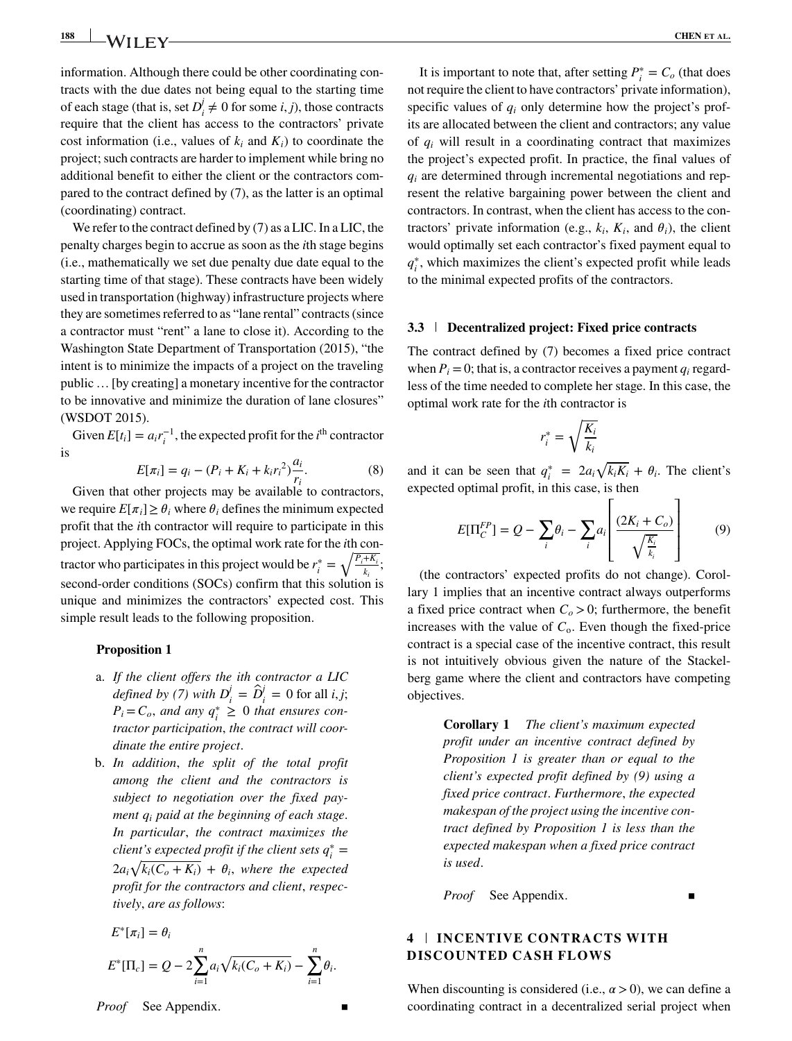information. Although there could be other coordinating contracts with the due dates not being equal to the starting time of each stage (that is, set $D_i^j \neq 0$ for some $i, j$), those contracts require that the client has access to the contractors' private cost information (i.e., values of $k_i$ and $K_i$) to coordinate the project; such contracts are harder to implement while bring no additional benefit to either the client or the contractors compared to the contract defined by (7), as the latter is an optimal (coordinating) contract.

We refer to the contract defined by (7) as a LIC. In a LIC, the penalty charges begin to accrue as soon as the $i$th stage begins (i.e., mathematically we set due penalty due date equal to the starting time of that stage). These contracts have been widely used in transportation (highway) infrastructure projects where they are sometimes referred to as "lane rental" contracts (since a contractor must "rent" a lane to close it). According to the Washington State Department of Transportation (2015), "the intent is to minimize the impacts of a project on the traveling public … [by creating] a monetary incentive for the contractor to be innovative and minimize the duration of lane closures" (WSDOT 2015).

Given $E[t_i] = a_i r_i^{-1}$, the expected profit for the $i$th contractor is

$$E[\pi_i] = q_i - (P_i + K_i + k_i r_i^2)\frac{a_i}{r_i}. \tag{8}$$

Given that other projects may be available to contractors, we require $E[\pi_i] \geq \theta_i$ where $\theta_i$ defines the minimum expected profit that the $i$th contractor will require to participate in this project. Applying FOCs, the optimal work rate for the $i$th contractor who participates in this project would be $r_i^* = \sqrt{\frac{P_i + K_i}{k_i}}$; second-order conditions (SOCs) confirm that this solution is unique and minimizes the contractors' expected cost. This simple result leads to the following proposition.

**Proposition 1**

a. *If the client offers the ith contractor a LIC defined by (7) with $D_i^j = \hat{D}_i^j = 0$ for all $i, j$; $P_i = C_o$, and any $q_i^* \geq 0$ that ensures contractor participation, the contract will coordinate the entire project.*

b. *In addition, the split of the total profit among the client and the contractors is subject to negotiation over the fixed payment $q_i$ paid at the beginning of each stage. In particular, the contract maximizes the client's expected profit if the client sets $q_i^* = 2a_i\sqrt{k_i(C_o + K_i)} + \theta_i$, where the expected profit for the contractors and client, respectively, are as follows:*

$$E^*[\pi_i] = \theta_i$$

$$E^*[\Pi_c] = Q - 2\sum_{i=1}^{n} a_i\sqrt{k_i(C_o + K_i)} - \sum_{i=1}^{n}\theta_i.$$

*Proof* See Appendix. ∎

It is important to note that, after setting $P_i^* = C_o$ (that does not require the client to have contractors' private information), specific values of $q_i$ only determine how the project's profits are allocated between the client and contractors; any value of $q_i$ will result in a coordinating contract that maximizes the project's expected profit. In practice, the final values of $q_i$ are determined through incremental negotiations and represent the relative bargaining power between the client and contractors. In contrast, when the client has access to the contractors' private information (e.g., $k_i$, $K_i$, and $\theta_i$), the client would optimally set each contractor's fixed payment equal to $q_i^*$, which maximizes the client's expected profit while leads to the minimal expected profits of the contractors.

### 3.3 | Decentralized project: Fixed price contracts

The contract defined by (7) becomes a fixed price contract when $P_i = 0$; that is, a contractor receives a payment $q_i$ regardless of the time needed to complete her stage. In this case, the optimal work rate for the $i$th contractor is

$$r_i^* = \sqrt{\frac{K_i}{k_i}}$$

and it can be seen that $q_i^* = 2a_i\sqrt{k_i K_i} + \theta_i$. The client's expected optimal profit, in this case, is then

$$E[\Pi_C^{FP}] = Q - \sum_i \theta_i - \sum_i a_i\left[\frac{(2K_i + C_o)}{\sqrt{\frac{K_i}{k_i}}}\right] \tag{9}$$

(the contractors' expected profits do not change). Corollary 1 implies that an incentive contract always outperforms a fixed price contract when $C_o > 0$; furthermore, the benefit increases with the value of $C_o$. Even though the fixed-price contract is a special case of the incentive contract, this result is not intuitively obvious given the nature of the Stackelberg game where the client and contractors have competing objectives.

**Corollary 1** *The client's maximum expected profit under an incentive contract defined by Proposition 1 is greater than or equal to the client's expected profit defined by (9) using a fixed price contract. Furthermore, the expected makespan of the project using the incentive contract defined by Proposition 1 is less than the expected makespan when a fixed price contract is used.*

*Proof* See Appendix. ∎

## 4 | INCENTIVE CONTRACTS WITH DISCOUNTED CASH FLOWS

When discounting is considered (i.e., $\alpha > 0$), we can define a coordinating contract in a decentralized serial project when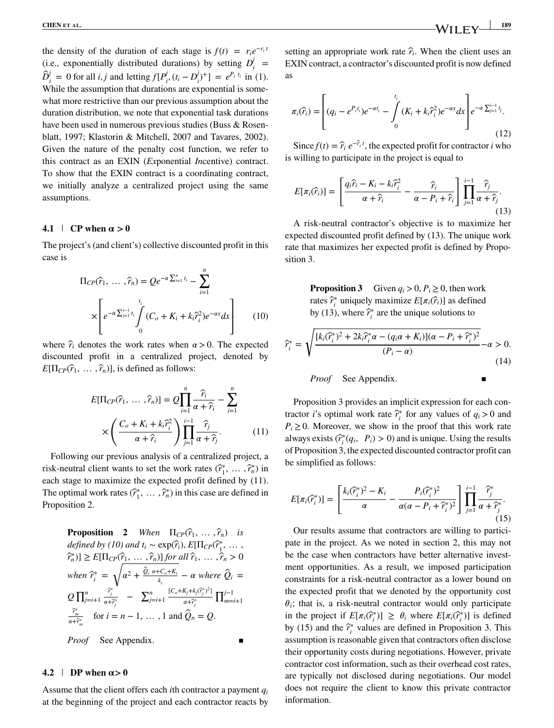the density of the duration of each stage is $f(t) = r_i e^{-r_i t}$ (i.e., exponentially distributed durations) by setting $D_i^j = \hat{D}_i^j = 0$ for all $i, j$ and letting $f[P_i^j, (t_i - D_i^j)^+] = e^{P_i t_i}$ in (1). While the assumption that durations are exponential is somewhat more restrictive than our previous assumption about the duration distribution, we note that exponential task durations have been used in numerous previous studies (Buss & Rosenblatt, 1997; Klastorin & Mitchell, 2007 and Tavares, 2002). Given the nature of the penalty cost function, we refer to this contract as an EXIN (*Ex*ponential *In*centive) contract. To show that the EXIN contract is a coordinating contract, we initially analyze a centralized project using the same assumptions.

### 4.1 | CP when α > 0

The project's (and client's) collective discounted profit in this case is

$$\Pi_{CP}(\hat{r}_1, \ldots, \hat{r}_n) = Qe^{-\alpha \sum_{i=1}^{n} t_i} - \sum_{i=1}^{n} \left[ e^{-\alpha \sum_{j=1}^{i-1} t_j} \int_0^{t_i} (C_o + K_i + k_i \hat{r}_i^2) e^{-\alpha x} dx \right] \quad (10)$$

where $\hat{r}_i$ denotes the work rates when $\alpha > 0$. The expected discounted profit in a centralized project, denoted by $E[\Pi_{CP}(\hat{r}_1, \ldots, \hat{r}_n)]$, is defined as follows:

$$E[\Pi_{CP}(\hat{r}_1, \ldots, \hat{r}_n)] = Q\prod_{i=1}^{n} \frac{\hat{r}_i}{\alpha + \hat{r}_i} - \sum_{i=1}^{n} \left( \frac{C_o + K_i + k_i \hat{r}_i^2}{\alpha + \hat{r}_i} \right) \prod_{j=1}^{i-1} \frac{\hat{r}_j}{\alpha + \hat{r}_j}. \quad (11)$$

Following our previous analysis of a centralized project, a risk-neutral client wants to set the work rates $(\hat{r}_1^*, \ldots, \hat{r}_n^*)$ in each stage to maximize the expected profit defined by (11). The optimal work rates $(\hat{r}_1^*, \ldots, \hat{r}_n^*)$ in this case are defined in Proposition 2.

**Proposition 2** *When $\Pi_{CP}(\hat{r}_1, \ldots, \hat{r}_n)$ is defined by (10) and $t_i \sim \exp(\hat{r}_i)$, $E[\Pi_{CP}(\hat{r}_1^*, \ldots, \hat{r}_n^*)] \geq E[\Pi_{CP}(\hat{r}_1, \ldots, \hat{r}_n)]$ for all $\hat{r}_1, \ldots, \hat{r}_n > 0$ when $\hat{r}_i^* = \sqrt{\alpha^2 + \frac{\hat{Q}_i \alpha + C_o + K_i}{k_i}} - \alpha$ where $\hat{Q}_i = Q\prod_{j=i+1}^{n} \frac{\hat{r}_j^*}{\alpha + \hat{r}_j^*} - \sum_{j=i+1}^{n} \frac{[C_o + K_j + k_j (\hat{r}_j^*)^2]}{\alpha + \hat{r}_j^*} \prod_{m=i+1}^{j-1} \frac{\hat{r}_m^*}{\alpha + \hat{r}_m^*}$ for $i = n-1, \ldots, 1$ and $\hat{Q}_n = Q$.*

*Proof* See Appendix. ∎

### 4.2 | DP when α > 0

Assume that the client offers each $i$th contractor a payment $q_i$ at the beginning of the project and each contractor reacts by setting an appropriate work rate $\hat{r}_i$. When the client uses an EXIN contract, a contractor's discounted profit is now defined as

$$\pi_i(\hat{r}_i) = \left[ (q_i - e^{P_i t_i}) e^{-\alpha t_i} - \int_0^{t_i} (K_i + k_i \hat{r}_i^2) e^{-\alpha x} dx \right] e^{-\alpha \sum_{j=1}^{i-1} t_j}. \quad (12)$$

Since $f(t) = \hat{r}_i e^{-\hat{r}_i t}$, the expected profit for contractor $i$ who is willing to participate in the project is equal to

$$E[\pi_i(\hat{r}_i)] = \left[ \frac{q_i \hat{r}_i - K_i - k_i \hat{r}_i^2}{\alpha + \hat{r}_i} - \frac{\hat{r}_i}{\alpha - P_i + \hat{r}_i} \right] \prod_{j=1}^{i-1} \frac{\hat{r}_j}{\alpha + \hat{r}_j}. \quad (13)$$

A risk-neutral contractor's objective is to maximize her expected discounted profit defined by (13). The unique work rate that maximizes her expected profit is defined by Proposition 3.

**Proposition 3** Given $q_i > 0$, $P_i \geq 0$, then work rates $\hat{r}_i^*$ uniquely maximize $E[\pi_i(\hat{r}_i)]$ as defined by (13), where $\hat{r}_i^*$ are the unique solutions to

$$\hat{r}_i^* = \sqrt{\frac{[k_i(\hat{r}_i^*)^2 + 2k_i \hat{r}_i^* \alpha - (q_i \alpha + K_i)](\alpha - P_i + \hat{r}_i^*)^2}{(P_i - \alpha)}} - \alpha > 0. \quad (14)$$

*Proof* See Appendix. ∎

Proposition 3 provides an implicit expression for each contractor $i$'s optimal work rate $\hat{r}_i^*$ for any values of $q_i > 0$ and $P_i \geq 0$. Moreover, we show in the proof that this work rate always exists $(\hat{r}_i^*(q_i, P_i) > 0)$ and is unique. Using the results of Proposition 3, the expected discounted contractor profit can be simplified as follows:

$$E[\pi_i(\hat{r}_i^*)] = \left[ \frac{k_i(\hat{r}_i^*)^2 - K_i}{\alpha} - \frac{P_i(\hat{r}_i^*)^2}{\alpha(\alpha - P_i + \hat{r}_i^*)^2} \right] \prod_{j=1}^{i-1} \frac{\hat{r}_j^*}{\alpha + \hat{r}_j^*}. \quad (15)$$

Our results assume that contractors are willing to participate in the project. As we noted in section 2, this may not be the case when contractors have better alternative investment opportunities. As a result, we imposed participation constraints for a risk-neutral contractor as a lower bound on the expected profit that we denoted by the opportunity cost $\theta_i$; that is, a risk-neutral contractor would only participate in the project if $E[\pi_i(\hat{r}_i^*)] \geq \theta_i$ where $E[\pi_i(\hat{r}_i^*)]$ is defined by (15) and the $\hat{r}_j^*$ values are defined in Proposition 3. This assumption is reasonable given that contractors often disclose their opportunity costs during negotiations. However, private contractor cost information, such as their overhead cost rates, are typically not disclosed during negotiations. Our model does not require the client to know this private contractor information.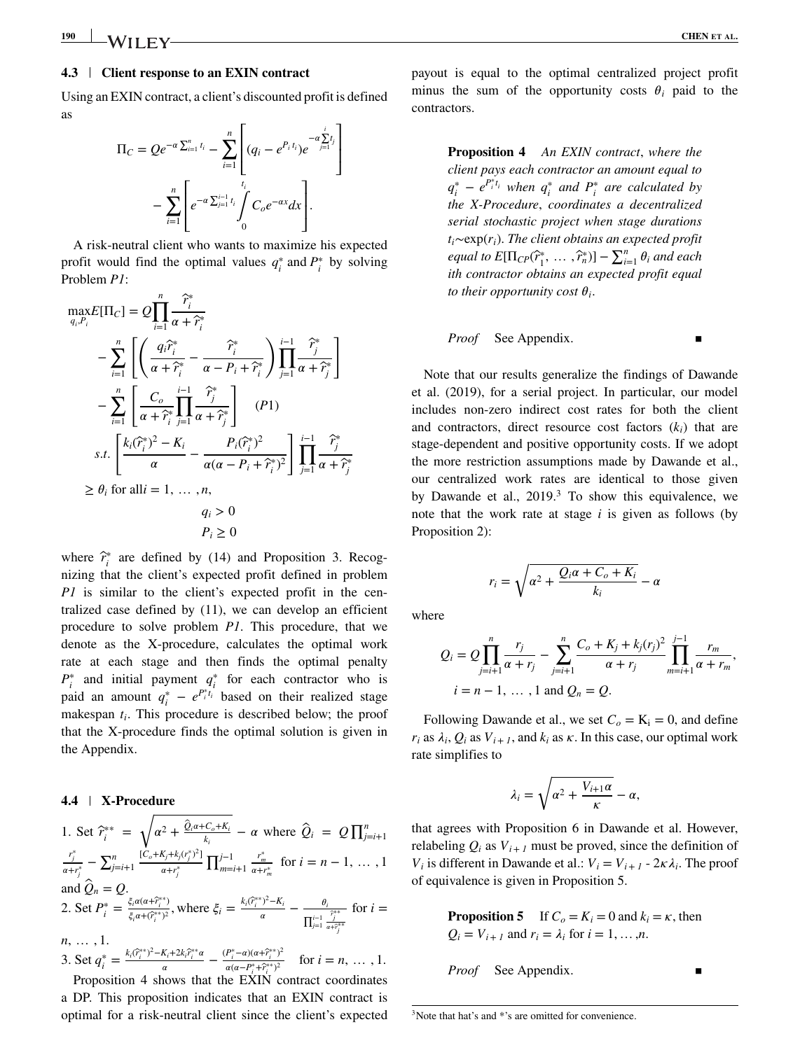### 4.3 | Client response to an EXIN contract

Using an EXIN contract, a client's discounted profit is defined as

$$\Pi_C = Qe^{-\alpha\sum_{i=1}^{n} t_i} - \sum_{i=1}^{n}\left[(q_i - e^{P_i t_i})e^{-\alpha\sum_{j=1}^{i} t_j}\right] - \sum_{i=1}^{n}\left[e^{-\alpha\sum_{j=1}^{i-1} t_i}\int_0^{t_i} C_o e^{-\alpha x}dx\right].$$

A risk-neutral client who wants to maximize his expected profit would find the optimal values $q_i^*$ and $P_i^*$ by solving Problem *P1*:

$$\max_{q_i, P_i} E[\Pi_C] = Q\prod_{i=1}^{n}\frac{\hat{r}_i^*}{\alpha+\hat{r}_i^*} - \sum_{i=1}^{n}\left[\left(\frac{q_i\hat{r}_i^*}{\alpha+\hat{r}_i^*} - \frac{\hat{r}_i^*}{\alpha - P_i + \hat{r}_i^*}\right)\prod_{j=1}^{i-1}\frac{\hat{r}_j^*}{\alpha+\hat{r}_j^*}\right] - \sum_{i=1}^{n}\left[\frac{C_o}{\alpha+\hat{r}_i^*}\prod_{j=1}^{i-1}\frac{\hat{r}_j^*}{\alpha+\hat{r}_j^*}\right] \quad (P1)$$

$$s.t. \left[\frac{k_i(\hat{r}_i^*)^2 - K_i}{\alpha} - \frac{P_i(\hat{r}_i^*)^2}{\alpha(\alpha - P_i + \hat{r}_i^*)^2}\right]\prod_{j=1}^{i-1}\frac{\hat{r}_j^*}{\alpha+\hat{r}_j^*} \geq \theta_i \text{ for all } i = 1, \ldots, n,$$

$$q_i > 0$$

$$P_i \geq 0$$

where $\hat{r}_i^*$ are defined by (14) and Proposition 3. Recognizing that the client's expected profit defined in problem *P1* is similar to the client's expected profit in the centralized case defined by (11), we can develop an efficient procedure to solve problem *P1*. This procedure, that we denote as the X-procedure, calculates the optimal work rate at each stage and then finds the optimal penalty $P_i^*$ and initial payment $q_i^*$ for each contractor who is paid an amount $q_i^* - e^{P_i^* t_i}$ based on their realized stage makespan $t_i$. This procedure is described below; the proof that the X-procedure finds the optimal solution is given in the Appendix.

### 4.4 | X-Procedure

1. Set $\hat{r}_i^{**} = \sqrt{\alpha^2 + \frac{\hat{Q}_i\alpha + C_o + K_i}{k_i}} - \alpha$ where $\hat{Q}_i = Q\prod_{j=i+1}^{n}\frac{r_j^*}{\alpha+r_j^*} - \sum_{j=i+1}^{n}\frac{[C_o+K_j+k_j(r_j^*)^2]}{\alpha+r_j^*}\prod_{m=i+1}^{j-1}\frac{r_m^*}{\alpha+r_m^*}$ for $i = n-1, \ldots, 1$ and $\hat{Q}_n = Q$.
2. Set $P_i^* = \frac{\xi_i\alpha(\alpha+\hat{r}_i^{**})}{\xi_i\alpha+(\hat{r}_i^{**})^2}$, where $\xi_i = \frac{k_i(\hat{r}_i^{**})^2 - K_i}{\alpha} - \frac{\theta_i}{\prod_{j=1}^{i-1}\frac{\hat{r}_j^{**}}{\alpha+\hat{r}_j^{**}}}$ for $i = n, \ldots, 1$.
3. Set $q_i^* = \frac{k_i(\hat{r}_i^{**})^2 - K_i + 2k_i\hat{r}_i^{**}\alpha}{\alpha} - \frac{(P_i^* - \alpha)(\alpha+\hat{r}_i^{**})^2}{\alpha(\alpha - P_i^* + \hat{r}_i^{**})^2}$ for $i = n, \ldots, 1$.

Proposition 4 shows that the EXIN contract coordinates a DP. This proposition indicates that an EXIN contract is optimal for a risk-neutral client since the client's expected payout is equal to the optimal centralized project profit minus the sum of the opportunity costs $\theta_i$ paid to the contractors.

> **Proposition 4** *An EXIN contract, where the client pays each contractor an amount equal to $q_i^* - e^{P_i^* t_i}$ when $q_i^*$ and $P_i^*$ are calculated by the X-Procedure, coordinates a decentralized serial stochastic project when stage durations $t_i \sim \exp(r_i)$. The client obtains an expected profit equal to $E[\Pi_{CP}(\hat{r}_1^*, \ldots, \hat{r}_n^*)] - \sum_{i=1}^{n}\theta_i$ and each ith contractor obtains an expected profit equal to their opportunity cost $\theta_i$.*

*Proof* See Appendix. ∎

Note that our results generalize the findings of Dawande et al. (2019), for a serial project. In particular, our model includes non-zero indirect cost rates for both the client and contractors, direct resource cost factors ($k_i$) that are stage-dependent and positive opportunity costs. If we adopt the more restriction assumptions made by Dawande et al., our centralized work rates are identical to those given by Dawande et al., 2019.[3] To show this equivalence, we note that the work rate at stage $i$ is given as follows (by Proposition 2):

$$r_i = \sqrt{\alpha^2 + \frac{Q_i\alpha + C_o + K_i}{k_i}} - \alpha$$

where

$$Q_i = Q\prod_{j=i+1}^{n}\frac{r_j}{\alpha+r_j} - \sum_{j=i+1}^{n}\frac{C_o + K_j + k_j(r_j)^2}{\alpha+r_j}\prod_{m=i+1}^{j-1}\frac{r_m}{\alpha+r_m},$$
$$i = n-1, \ldots, 1 \text{ and } Q_n = Q.$$

Following Dawande et al., we set $C_o = K_i = 0$, and define $r_i$ as $\lambda_i$, $Q_i$ as $V_{i+1}$, and $k_i$ as $\kappa$. In this case, our optimal work rate simplifies to

$$\lambda_i = \sqrt{\alpha^2 + \frac{V_{i+1}\alpha}{\kappa}} - \alpha,$$

that agrees with Proposition 6 in Dawande et al. However, relabeling $Q_i$ as $V_{i+1}$ must be proved, since the definition of $V_i$ is different in Dawande et al.: $V_i = V_{i+1} - 2\kappa\lambda_i$. The proof of equivalence is given in Proposition 5.

> **Proposition 5** If $C_o = K_i = 0$ and $k_i = \kappa$, then $Q_i = V_{i+1}$ and $r_i = \lambda_i$ for $i = 1, \ldots, n$.

*Proof* See Appendix. ∎

[3] Note that hat's and \*'s are omitted for convenience.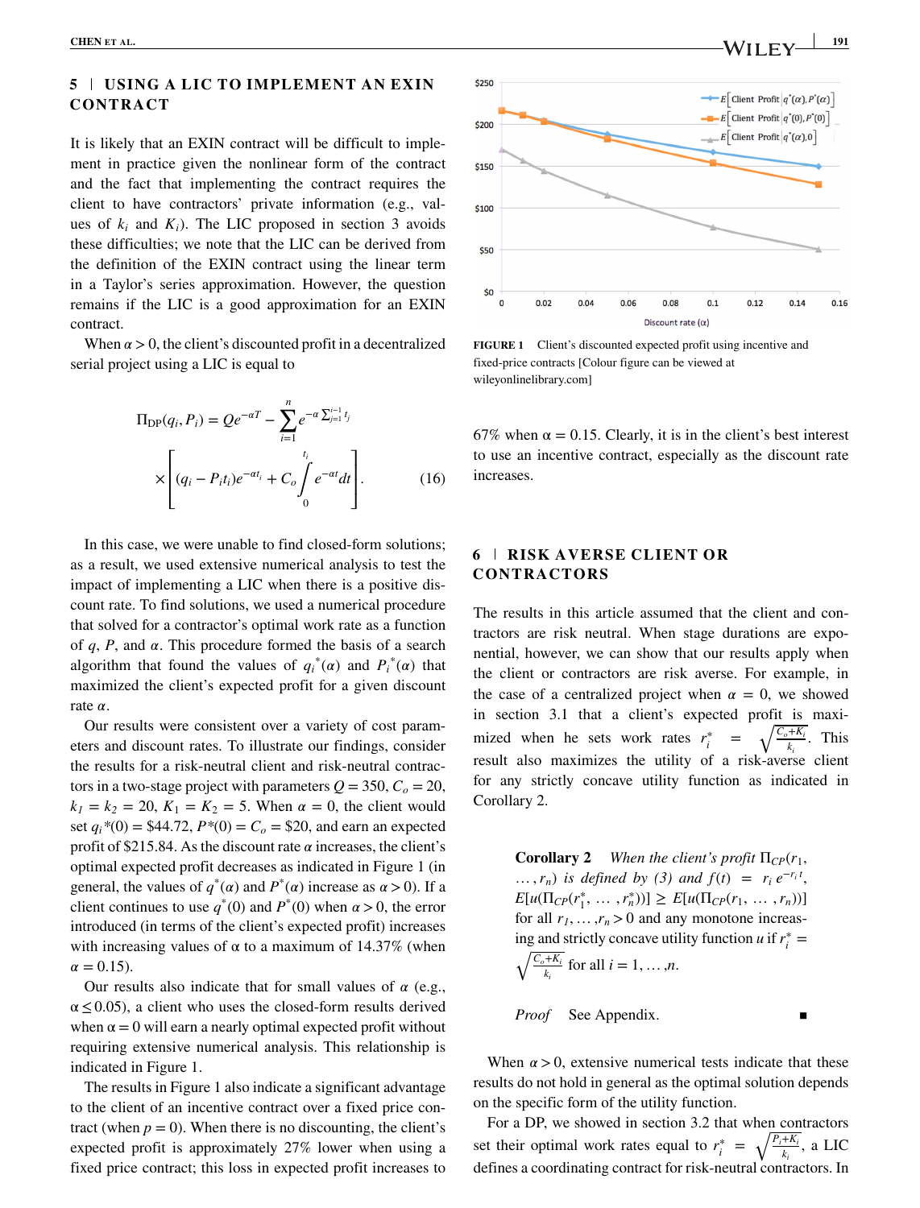## 5 | USING A LIC TO IMPLEMENT AN EXIN CONTRACT

It is likely that an EXIN contract will be difficult to implement in practice given the nonlinear form of the contract and the fact that implementing the contract requires the client to have contractors' private information (e.g., values of $k_i$ and $K_i$). The LIC proposed in section 3 avoids these difficulties; we note that the LIC can be derived from the definition of the EXIN contract using the linear term in a Taylor's series approximation. However, the question remains if the LIC is a good approximation for an EXIN contract.

When $\alpha > 0$, the client's discounted profit in a decentralized serial project using a LIC is equal to

$$\Pi_{\mathrm{DP}}(q_i, P_i) = Qe^{-\alpha T} - \sum_{i=1}^{n} e^{-\alpha \sum_{j=1}^{i-1} t_j} \times \left[ (q_i - P_i t_i) e^{-\alpha t_i} + C_o \int_0^{t_i} e^{-\alpha t} dt \right]. \quad (16)$$

In this case, we were unable to find closed-form solutions; as a result, we used extensive numerical analysis to test the impact of implementing a LIC when there is a positive discount rate. To find solutions, we used a numerical procedure that solved for a contractor's optimal work rate as a function of $q$, $P$, and $\alpha$. This procedure formed the basis of a search algorithm that found the values of $q_i^*(\alpha)$ and $P_i^*(\alpha)$ that maximized the client's expected profit for a given discount rate $\alpha$.

Our results were consistent over a variety of cost parameters and discount rates. To illustrate our findings, consider the results for a risk-neutral client and risk-neutral contractors in a two-stage project with parameters $Q = 350$, $C_o = 20$, $k_1 = k_2 = 20$, $K_1 = K_2 = 5$. When $\alpha = 0$, the client would set $q_i^*(0) = \$44.72$, $P^*(0) = C_o = \$20$, and earn an expected profit of \$215.84. As the discount rate $\alpha$ increases, the client's optimal expected profit decreases as indicated in Figure 1 (in general, the values of $q^*(\alpha)$ and $P^*(\alpha)$ increase as $\alpha > 0$). If a client continues to use $q^*(0)$ and $P^*(0)$ when $\alpha > 0$, the error introduced (in terms of the client's expected profit) increases with increasing values of α to a maximum of 14.37% (when $\alpha = 0.15$).

Our results also indicate that for small values of $\alpha$ (e.g., $\alpha \leq 0.05$), a client who uses the closed-form results derived when $\alpha = 0$ will earn a nearly optimal expected profit without requiring extensive numerical analysis. This relationship is indicated in Figure 1.

The results in Figure 1 also indicate a significant advantage to the client of an incentive contract over a fixed price contract (when $p = 0$). When there is no discounting, the client's expected profit is approximately 27% lower when using a fixed price contract; this loss in expected profit increases to 67% when $\alpha = 0.15$. Clearly, it is in the client's best interest to use an incentive contract, especially as the discount rate increases.

**FIGURE 1** Client's discounted expected profit using incentive and fixed-price contracts [Colour figure can be viewed at wileyonlinelibrary.com]

## 6 | RISK AVERSE CLIENT OR CONTRACTORS

The results in this article assumed that the client and contractors are risk neutral. When stage durations are exponential, however, we can show that our results apply when the client or contractors are risk averse. For example, in the case of a centralized project when $\alpha = 0$, we showed in section 3.1 that a client's expected profit is maximized when he sets work rates $r_i^* = \sqrt{\frac{C_o + K_i}{k_i}}$. This result also maximizes the utility of a risk-averse client for any strictly concave utility function as indicated in Corollary 2.

**Corollary 2** *When the client's profit $\Pi_{CP}(r_1, \ldots, r_n)$ is defined by (3) and $f(t) = r_i e^{-r_i t}$, $E[u(\Pi_{CP}(r_1^*, \ldots, r_n^*))] \geq E[u(\Pi_{CP}(r_1, \ldots, r_n))]$ for all $r_1, \ldots, r_n > 0$ and any monotone increasing and strictly concave utility function $u$ if $r_i^* = \sqrt{\frac{C_o + K_i}{k_i}}$ for all $i = 1, \ldots, n$.*

*Proof* See Appendix. ∎

When $\alpha > 0$, extensive numerical tests indicate that these results do not hold in general as the optimal solution depends on the specific form of the utility function.

For a DP, we showed in section 3.2 that when contractors set their optimal work rates equal to $r_i^* = \sqrt{\frac{P_i + K_i}{k_i}}$, a LIC defines a coordinating contract for risk-neutral contractors. In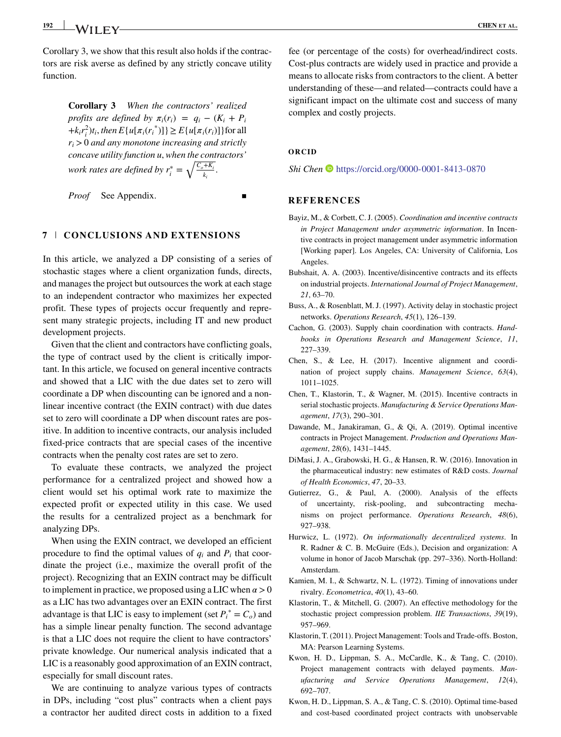Corollary 3, we show that this result also holds if the contractors are risk averse as defined by any strictly concave utility function.

**Corollary 3** *When the contractors' realized profits are defined by* $\pi_i(r_i) = q_i - (K_i + P_i + k_i r_i^2)t_i$, *then* $E\{u[\pi_i(r_i^*)]\} \geq E\{u[\pi_i(r_i)]\}$ *for all* $r_i > 0$ *and any monotone increasing and strictly concave utility function* $u$, *when the contractors' work rates are defined by* $r_i^* = \sqrt{\frac{C_o + K_i}{k_i}}$.

*Proof* See Appendix. ■

## 7 | CONCLUSIONS AND EXTENSIONS

In this article, we analyzed a DP consisting of a series of stochastic stages where a client organization funds, directs, and manages the project but outsources the work at each stage to an independent contractor who maximizes her expected profit. These types of projects occur frequently and represent many strategic projects, including IT and new product development projects.

Given that the client and contractors have conflicting goals, the type of contract used by the client is critically important. In this article, we focused on general incentive contracts and showed that a LIC with the due dates set to zero will coordinate a DP when discounting can be ignored and a nonlinear incentive contract (the EXIN contract) with due dates set to zero will coordinate a DP when discount rates are positive. In addition to incentive contracts, our analysis included fixed-price contracts that are special cases of the incentive contracts when the penalty cost rates are set to zero.

To evaluate these contracts, we analyzed the project performance for a centralized project and showed how a client would set his optimal work rate to maximize the expected profit or expected utility in this case. We used the results for a centralized project as a benchmark for analyzing DPs.

When using the EXIN contract, we developed an efficient procedure to find the optimal values of $q_i$ and $P_i$ that coordinate the project (i.e., maximize the overall profit of the project). Recognizing that an EXIN contract may be difficult to implement in practice, we proposed using a LIC when $\alpha > 0$ as a LIC has two advantages over an EXIN contract. The first advantage is that LIC is easy to implement (set $P_i^* = C_o$) and has a simple linear penalty function. The second advantage is that a LIC does not require the client to have contractors' private knowledge. Our numerical analysis indicated that a LIC is a reasonably good approximation of an EXIN contract, especially for small discount rates.

We are continuing to analyze various types of contracts in DPs, including "cost plus" contracts when a client pays a contractor her audited direct costs in addition to a fixed fee (or percentage of the costs) for overhead/indirect costs. Cost-plus contracts are widely used in practice and provide a means to allocate risks from contractors to the client. A better understanding of these—and related—contracts could have a significant impact on the ultimate cost and success of many complex and costly projects.

### ORCID

*Shi Chen* https://orcid.org/0000-0001-8413-0870

## REFERENCES

Bayiz, M., & Corbett, C. J. (2005). *Coordination and incentive contracts in Project Management under asymmetric information*. In Incentive contracts in project management under asymmetric information [Working paper]. Los Angeles, CA: University of California, Los Angeles.

Bubshait, A. A. (2003). Incentive/disincentive contracts and its effects on industrial projects. *International Journal of Project Management*, *21*, 63–70.

Buss, A., & Rosenblatt, M. J. (1997). Activity delay in stochastic project networks. *Operations Research*, *45*(1), 126–139.

Cachon, G. (2003). Supply chain coordination with contracts. *Handbooks in Operations Research and Management Science*, *11*, 227–339.

Chen, S., & Lee, H. (2017). Incentive alignment and coordination of project supply chains. *Management Science*, *63*(4), 1011–1025.

Chen, T., Klastorin, T., & Wagner, M. (2015). Incentive contracts in serial stochastic projects. *Manufacturing & Service Operations Management*, *17*(3), 290–301.

Dawande, M., Janakiraman, G., & Qi, A. (2019). Optimal incentive contracts in Project Management. *Production and Operations Management*, *28*(6), 1431–1445.

DiMasi, J. A., Grabowski, H. G., & Hansen, R. W. (2016). Innovation in the pharmaceutical industry: new estimates of R&D costs. *Journal of Health Economics*, *47*, 20–33.

Gutierrez, G., & Paul, A. (2000). Analysis of the effects of uncertainty, risk-pooling, and subcontracting mechanisms on project performance. *Operations Research*, *48*(6), 927–938.

Hurwicz, L. (1972). *On informationally decentralized systems*. In R. Radner & C. B. McGuire (Eds.), Decision and organization: A volume in honor of Jacob Marschak (pp. 297–336). North-Holland: Amsterdam.

Kamien, M. I., & Schwartz, N. L. (1972). Timing of innovations under rivalry. *Econometrica*, *40*(1), 43–60.

Klastorin, T., & Mitchell, G. (2007). An effective methodology for the stochastic project compression problem. *IIE Transactions*, *39*(19), 957–969.

Klastorin, T. (2011). Project Management: Tools and Trade-offs. Boston, MA: Pearson Learning Systems.

Kwon, H. D., Lippman, S. A., McCardle, K., & Tang, C. (2010). Project management contracts with delayed payments. *Manufacturing and Service Operations Management*, *12*(4), 692–707.

Kwon, H. D., Lippman, S. A., & Tang, C. S. (2010). Optimal time-based and cost-based coordinated project contracts with unobservable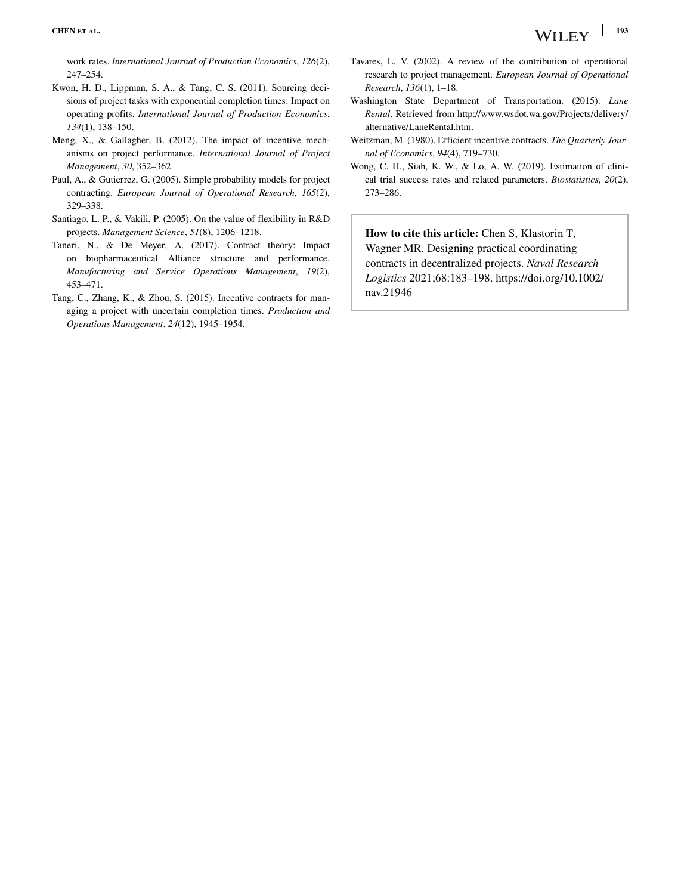work rates. *International Journal of Production Economics*, *126*(2), 247–254.

Kwon, H. D., Lippman, S. A., & Tang, C. S. (2011). Sourcing decisions of project tasks with exponential completion times: Impact on operating profits. *International Journal of Production Economics*, *134*(1), 138–150.

Meng, X., & Gallagher, B. (2012). The impact of incentive mechanisms on project performance. *International Journal of Project Management*, *30*, 352–362.

Paul, A., & Gutierrez, G. (2005). Simple probability models for project contracting. *European Journal of Operational Research*, *165*(2), 329–338.

Santiago, L. P., & Vakili, P. (2005). On the value of flexibility in R&D projects. *Management Science*, *51*(8), 1206–1218.

Taneri, N., & De Meyer, A. (2017). Contract theory: Impact on biopharmaceutical Alliance structure and performance. *Manufacturing and Service Operations Management*, *19*(2), 453–471.

Tang, C., Zhang, K., & Zhou, S. (2015). Incentive contracts for managing a project with uncertain completion times. *Production and Operations Management*, *24*(12), 1945–1954.

Tavares, L. V. (2002). A review of the contribution of operational research to project management. *European Journal of Operational Research*, *136*(1), 1–18.

Washington State Department of Transportation. (2015). *Lane Rental*. Retrieved from http://www.wsdot.wa.gov/Projects/delivery/alternative/LaneRental.htm.

Weitzman, M. (1980). Efficient incentive contracts. *The Quarterly Journal of Economics*, *94*(4), 719–730.

Wong, C. H., Siah, K. W., & Lo, A. W. (2019). Estimation of clinical trial success rates and related parameters. *Biostatistics*, *20*(2), 273–286.

**How to cite this article:** Chen S, Klastorin T, Wagner MR. Designing practical coordinating contracts in decentralized projects. *Naval Research Logistics* 2021;68:183–198. https://doi.org/10.1002/nav.21946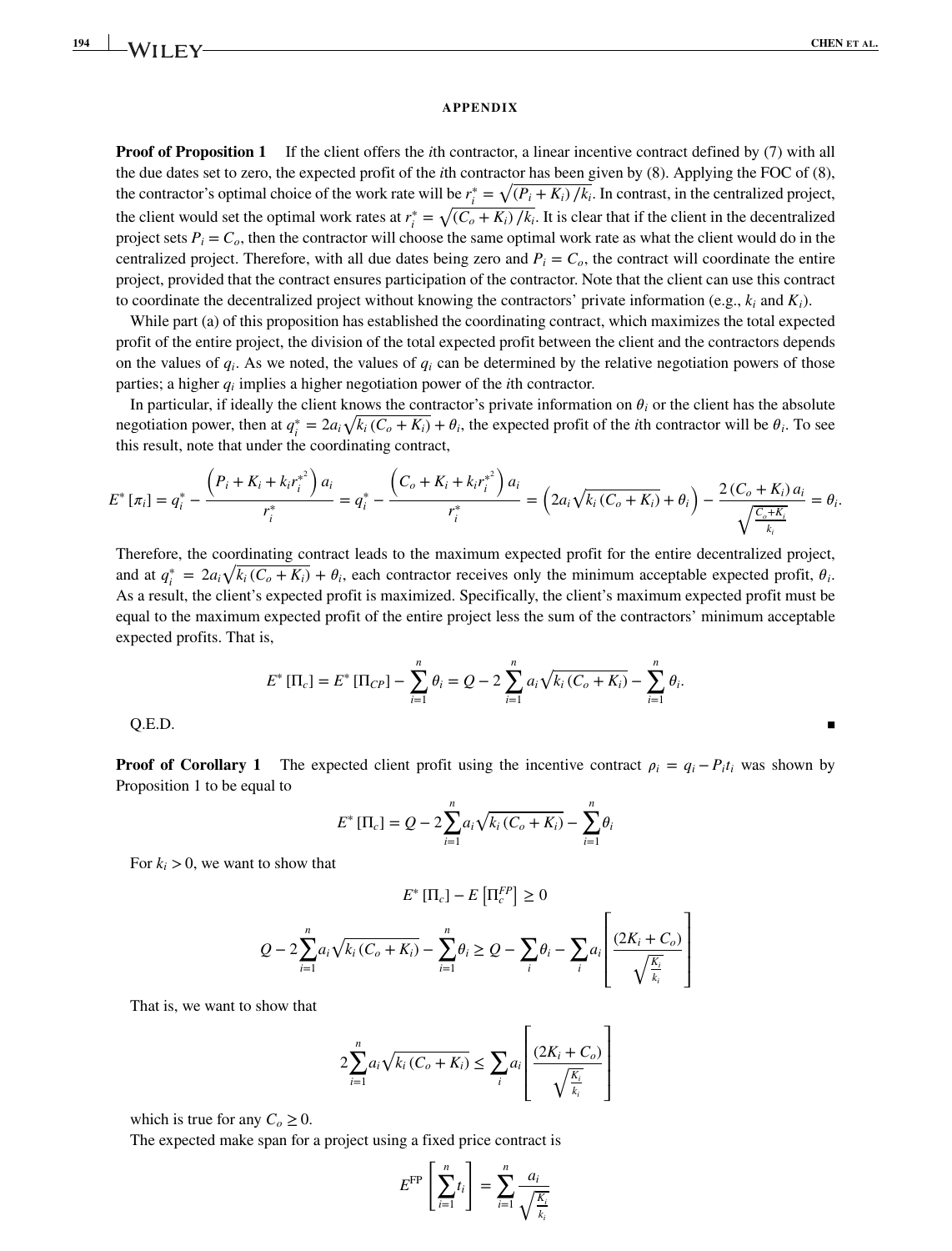## APPENDIX

**Proof of Proposition 1** If the client offers the $i$th contractor, a linear incentive contract defined by (7) with all the due dates set to zero, the expected profit of the $i$th contractor has been given by (8). Applying the FOC of (8), the contractor's optimal choice of the work rate will be $r_i^* = \sqrt{(P_i + K_i)/k_i}$. In contrast, in the centralized project, the client would set the optimal work rates at $r_i^* = \sqrt{(C_o + K_i)/k_i}$. It is clear that if the client in the decentralized project sets $P_i = C_o$, then the contractor will choose the same optimal work rate as what the client would do in the centralized project. Therefore, with all due dates being zero and $P_i = C_o$, the contract will coordinate the entire project, provided that the contract ensures participation of the contractor. Note that the client can use this contract to coordinate the decentralized project without knowing the contractors' private information (e.g., $k_i$ and $K_i$).

While part (a) of this proposition has established the coordinating contract, which maximizes the total expected profit of the entire project, the division of the total expected profit between the client and the contractors depends on the values of $q_i$. As we noted, the values of $q_i$ can be determined by the relative negotiation powers of those parties; a higher $q_i$ implies a higher negotiation power of the $i$th contractor.

In particular, if ideally the client knows the contractor's private information on $\theta_i$ or the client has the absolute negotiation power, then at $q_i^* = 2a_i\sqrt{k_i(C_o + K_i)} + \theta_i$, the expected profit of the $i$th contractor will be $\theta_i$. To see this result, note that under the coordinating contract,

$$E^*[\pi_i] = q_i^* - \frac{\left(P_i + K_i + k_i r_i^{*^2}\right)a_i}{r_i^*} = q_i^* - \frac{\left(C_o + K_i + k_i r_i^{*^2}\right)a_i}{r_i^*} = \left(2a_i\sqrt{k_i(C_o + K_i)} + \theta_i\right) - \frac{2(C_o + K_i)a_i}{\sqrt{\frac{C_o + K_i}{k_i}}} = \theta_i.$$

Therefore, the coordinating contract leads to the maximum expected profit for the entire decentralized project, and at $q_i^* = 2a_i\sqrt{k_i(C_o + K_i)} + \theta_i$, each contractor receives only the minimum acceptable expected profit, $\theta_i$. As a result, the client's expected profit is maximized. Specifically, the client's maximum expected profit must be equal to the maximum expected profit of the entire project less the sum of the contractors' minimum acceptable expected profits. That is,

$$E^*[\Pi_c] = E^*[\Pi_{CP}] - \sum_{i=1}^{n}\theta_i = Q - 2\sum_{i=1}^{n}a_i\sqrt{k_i(C_o + K_i)} - \sum_{i=1}^{n}\theta_i.$$

Q.E.D. ∎

**Proof of Corollary 1** The expected client profit using the incentive contract $\rho_i = q_i - P_i t_i$ was shown by Proposition 1 to be equal to

$$E^*[\Pi_c] = Q - 2\sum_{i=1}^{n}a_i\sqrt{k_i(C_o + K_i)} - \sum_{i=1}^{n}\theta_i$$

For $k_i > 0$, we want to show that

$$E^*[\Pi_c] - E\left[\Pi_c^{FP}\right] \geq 0$$

$$Q - 2\sum_{i=1}^{n}a_i\sqrt{k_i(C_o + K_i)} - \sum_{i=1}^{n}\theta_i \geq Q - \sum_i\theta_i - \sum_i a_i\left[\frac{(2K_i + C_o)}{\sqrt{\frac{K_i}{k_i}}}\right]$$

That is, we want to show that

$$2\sum_{i=1}^{n}a_i\sqrt{k_i(C_o + K_i)} \leq \sum_i a_i\left[\frac{(2K_i + C_o)}{\sqrt{\frac{K_i}{k_i}}}\right]$$

which is true for any $C_o \geq 0$.

The expected make span for a project using a fixed price contract is

$$E^{\mathrm{FP}}\left[\sum_{i=1}^{n}t_i\right] = \sum_{i=1}^{n}\frac{a_i}{\sqrt{\frac{K_i}{k_i}}}$$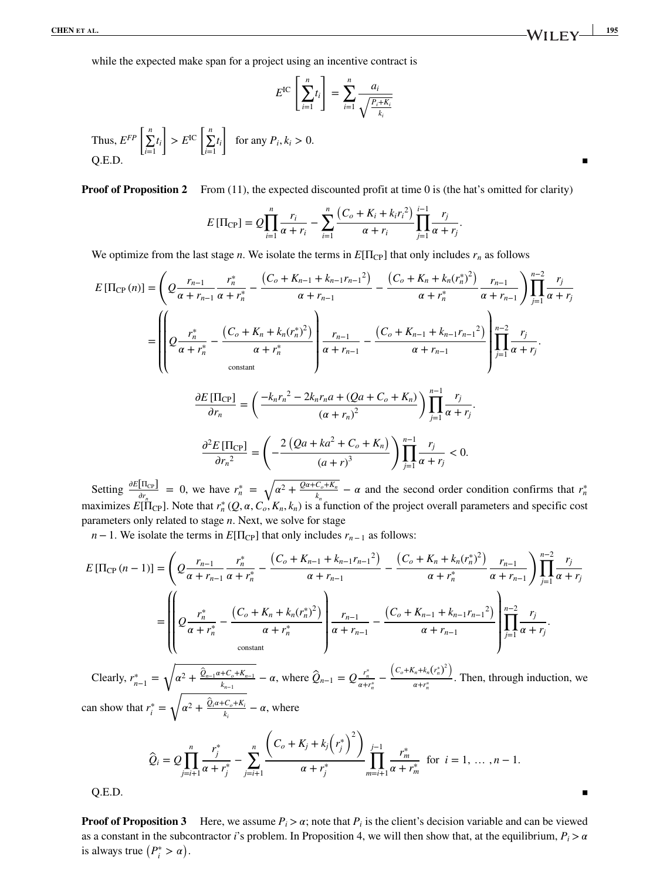while the expected make span for a project using an incentive contract is

$$E^{\text{IC}}\left[\sum_{i=1}^{n} t_i\right] = \sum_{i=1}^{n} \frac{a_i}{\sqrt{\frac{P_i+K_i}{k_i}}}$$

Thus, $E^{FP}\left[\sum_{i=1}^{n} t_i\right] > E^{\text{IC}}\left[\sum_{i=1}^{n} t_i\right]$ for any $P_i, k_i > 0$.

Q.E.D. ■

**Proof of Proposition 2** From (11), the expected discounted profit at time 0 is (the hat's omitted for clarity)

$$E\left[\Pi_{\text{CP}}\right] = Q\prod_{i=1}^{n} \frac{r_i}{\alpha + r_i} - \sum_{i=1}^{n} \frac{\left(C_o + K_i + k_i r_i^{\,2}\right)}{\alpha + r_i} \prod_{j=1}^{i-1} \frac{r_j}{\alpha + r_j}.$$

We optimize from the last stage $n$. We isolate the terms in $E[\Pi_{\text{CP}}]$ that only includes $r_n$ as follows

$$\begin{aligned}
E\left[\Pi_{\text{CP}}(n)\right] &= \left( Q\frac{r_{n-1}}{\alpha + r_{n-1}} \frac{r_n^*}{\alpha + r_n^*} - \frac{\left(C_o + K_{n-1} + k_{n-1} r_{n-1}{}^2\right)}{\alpha + r_{n-1}} - \frac{\left(C_o + K_n + k_n (r_n^*)^2\right)}{\alpha + r_n^*} \frac{r_{n-1}}{\alpha + r_{n-1}} \right) \prod_{j=1}^{n-2} \frac{r_j}{\alpha + r_j} \\
&= \left( \left( \underbrace{Q\frac{r_n^*}{\alpha + r_n^*} - \frac{\left(C_o + K_n + k_n (r_n^*)^2\right)}{\alpha + r_n^*}}_{\text{constant}} \right) \frac{r_{n-1}}{\alpha + r_{n-1}} - \frac{\left(C_o + K_{n-1} + k_{n-1} r_{n-1}{}^2\right)}{\alpha + r_{n-1}} \right) \prod_{j=1}^{n-2} \frac{r_j}{\alpha + r_j}.
\end{aligned}$$

$$\frac{\partial E\left[\Pi_{\text{CP}}\right]}{\partial r_n} = \left( \frac{-k_n r_n{}^2 - 2k_n r_n a + (Qa + C_o + K_n)}{(\alpha + r_n)^2} \right) \prod_{j=1}^{n-1} \frac{r_j}{\alpha + r_j}.$$

$$\frac{\partial^2 E\left[\Pi_{\text{CP}}\right]}{\partial r_n{}^2} = \left( -\frac{2\left(Qa + ka^2 + C_o + K_n\right)}{(a + r)^3} \right) \prod_{j=1}^{n-1} \frac{r_j}{\alpha + r_j} < 0.$$

Setting $\frac{\partial E[\Pi_{\text{CP}}]}{\partial r_n} = 0$, we have $r_n^* = \sqrt{\alpha^2 + \frac{Q\alpha + C_o + K_n}{k_n}} - \alpha$ and the second order condition confirms that $r_n^*$ maximizes $E[\Pi_{\text{CP}}]$. Note that $r_n^*(Q, \alpha, C_o, K_n, k_n)$ is a function of the project overall parameters and specific cost parameters only related to stage $n$. Next, we solve for stage $n-1$. We isolate the terms in $E[\Pi_{\text{CP}}]$ that only includes $r_{n-1}$ as follows:

$$\begin{aligned}
E\left[\Pi_{\text{CP}}(n-1)\right] &= \left( Q\frac{r_{n-1}}{\alpha + r_{n-1}} \frac{r_n^*}{\alpha + r_n^*} - \frac{\left(C_o + K_{n-1} + k_{n-1} r_{n-1}{}^2\right)}{\alpha + r_{n-1}} - \frac{\left(C_o + K_n + k_n (r_n^*)^2\right)}{\alpha + r_n^*} \frac{r_{n-1}}{\alpha + r_{n-1}} \right) \prod_{j=1}^{n-2} \frac{r_j}{\alpha + r_j} \\
&= \left( \left( \underbrace{Q\frac{r_n^*}{\alpha + r_n^*} - \frac{\left(C_o + K_n + k_n (r_n^*)^2\right)}{\alpha + r_n^*}}_{\text{constant}} \right) \frac{r_{n-1}}{\alpha + r_{n-1}} - \frac{\left(C_o + K_{n-1} + k_{n-1} r_{n-1}{}^2\right)}{\alpha + r_{n-1}} \right) \prod_{j=1}^{n-2} \frac{r_j}{\alpha + r_j}.
\end{aligned}$$

Clearly, $r_{n-1}^* = \sqrt{\alpha^2 + \frac{\hat{Q}_{n-1}\alpha + C_o + K_{n-1}}{k_{n-1}}} - \alpha$, where $\hat{Q}_{n-1} = Q\frac{r_n^*}{\alpha + r_n^*} - \frac{\left(C_o + K_n + k_n\left(r_n^*\right)^2\right)}{\alpha + r_n^*}$. Then, through induction, we can show that $r_i^* = \sqrt{\alpha^2 + \frac{\hat{Q}_i\alpha + C_o + K_i}{k_i}} - \alpha$, where

$$\hat{Q}_i = Q\prod_{j=i+1}^{n} \frac{r_j^*}{\alpha + r_j^*} - \sum_{j=i+1}^{n} \frac{\left(C_o + K_j + k_j\left(r_j^*\right)^2\right)}{\alpha + r_j^*} \prod_{m=i+1}^{j-1} \frac{r_m^*}{\alpha + r_m^*} \quad \text{for } i = 1, \ldots, n-1.$$

Q.E.D. ■

**Proof of Proposition 3** Here, we assume $P_i > \alpha$; note that $P_i$ is the client's decision variable and can be viewed as a constant in the subcontractor $i$'s problem. In Proposition 4, we will then show that, at the equilibrium, $P_i > \alpha$ is always true $\left(P_i^* > \alpha\right)$.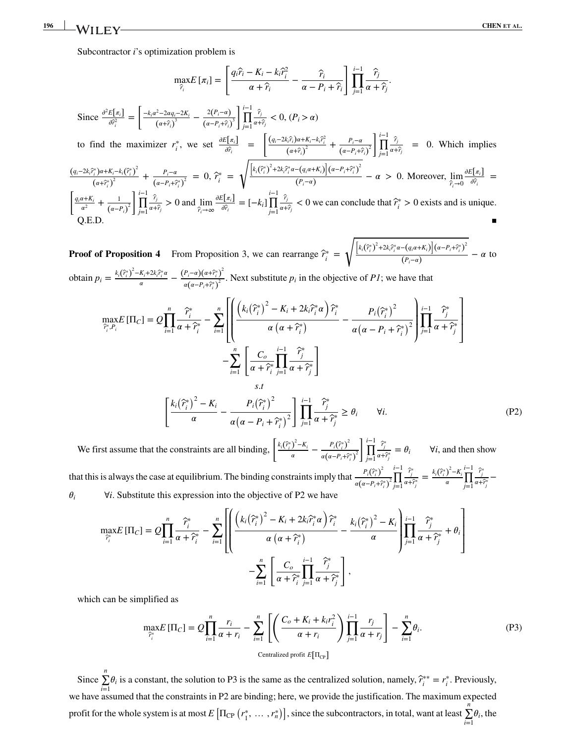Subcontractor $i$'s optimization problem is

$$\max_{\hat{r}_i} E[\pi_i] = \left[\frac{q_i\hat{r}_i - K_i - k_i\hat{r}_i^2}{\alpha + \hat{r}_i} - \frac{\hat{r}_i}{\alpha - P_i + \hat{r}_i}\right]\prod_{j=1}^{i-1}\frac{\hat{r}_j}{\alpha + \hat{r}_j}.$$

Since $\frac{\partial^2 E[\pi_i]}{\partial \hat{r}_i^2} = \left[\frac{-k_i\alpha^2 - 2\alpha q_i - 2K_i}{(\alpha+\hat{r}_i)^3} - \frac{2(P_i - \alpha)}{(\alpha - P_i + \hat{r}_i)^3}\right]\prod_{j=1}^{i-1}\frac{\hat{r}_j}{\alpha+\hat{r}_j} < 0, (P_i > \alpha)$

to find the maximizer $r_i^*$, we set $\frac{\partial E[\pi_i]}{\partial \hat{r}_i} = \left[\frac{(q_i - 2k_i\hat{r}_i)\alpha + K_i - k_i\hat{r}_i^2}{(\alpha+\hat{r}_i)^2} + \frac{P_i - \alpha}{(\alpha - P_i + \hat{r}_i)^2}\right]\prod_{j=1}^{i-1}\frac{\hat{r}_j}{\alpha+\hat{r}_j} = 0$. Which implies $\frac{(q_i - 2k_i\hat{r}_i^*)\alpha + K_i - k_i(\hat{r}_i^*)^2}{(\alpha+\hat{r}_i^*)^2} + \frac{P_i - \alpha}{(\alpha - P_i + \hat{r}_i^*)^2} = 0$, $\hat{r}_i^* = \sqrt{\frac{\left[k_i(\hat{r}_i^*)^2 + 2k_i\hat{r}_i^*\alpha - (q_i\alpha + K_i)\right](\alpha - P_i + \hat{r}_i^*)^2}{(P_i - \alpha)}} - \alpha > 0$. Moreover, $\lim_{\hat{r}_i \to 0}\frac{\partial E[\pi_i]}{\partial \hat{r}_i} = \left[\frac{q_i\alpha + K_i}{\alpha^2} + \frac{1}{(\alpha - P_i)^2}\right]\prod_{j=1}^{i-1}\frac{\hat{r}_j}{\alpha+\hat{r}_j} > 0$ and $\lim_{\hat{r}_i \to \infty}\frac{\partial E[\pi_i]}{\partial \hat{r}_i} = [-k_i]\prod_{j=1}^{i-1}\frac{\hat{r}_j}{\alpha+\hat{r}_j} < 0$ we can conclude that $\hat{r}_i^* > 0$ exists and is unique.

Q.E.D. ∎

**Proof of Proposition 4** From Proposition 3, we can rearrange $\hat{r}_i^* = \sqrt{\frac{\left[k_i(\hat{r}_i^*)^2 + 2k_i\hat{r}_i^*\alpha - (q_i\alpha + K_i)\right](\alpha - P_i + \hat{r}_i^*)^2}{(P_i - \alpha)}} - \alpha$ to obtain $p_i = \frac{k_i(\hat{r}_i^*)^2 - K_i + 2k_i\hat{r}_i^*\alpha}{\alpha} - \frac{(P_i - \alpha)(\alpha + \hat{r}_i^*)^2}{\alpha(\alpha - P_i + \hat{r}_i^*)^2}$. Next substitute $p_i$ in the objective of *P1*; we have that

$$\max_{\hat{r}_i^*, P_i} E[\Pi_C] = Q\prod_{i=1}^{n}\frac{\hat{r}_i^*}{\alpha + \hat{r}_i^*} - \sum_{i=1}^{n}\left[\left(\frac{\left(k_i(\hat{r}_i^*)^2 - K_i + 2k_i\hat{r}_i^*\alpha\right)\hat{r}_i^*}{\alpha(\alpha + \hat{r}_i^*)} - \frac{P_i(\hat{r}_i^*)^2}{\alpha(\alpha - P_i + \hat{r}_i^*)^2}\right)\prod_{j=1}^{i-1}\frac{\hat{r}_j^*}{\alpha + \hat{r}_j^*}\right]$$
$$-\sum_{i=1}^{n}\left[\frac{C_o}{\alpha + \hat{r}_i^*}\prod_{j=1}^{i-1}\frac{\hat{r}_j^*}{\alpha + \hat{r}_j^*}\right]$$
$$s.t$$
$$\left[\frac{k_i(\hat{r}_i^*)^2 - K_i}{\alpha} - \frac{P_i(\hat{r}_i^*)^2}{\alpha(\alpha - P_i + \hat{r}_i^*)^2}\right]\prod_{j=1}^{i-1}\frac{\hat{r}_j^*}{\alpha + \hat{r}_j^*} \geq \theta_i \qquad \forall i. \tag{P2}$$

We first assume that the constraints are all binding, $\left[\frac{k_i(\hat{r}_i^*)^2 - K_i}{\alpha} - \frac{P_i(\hat{r}_i^*)^2}{\alpha(\alpha - P_i + \hat{r}_i^*)^2}\right]\prod_{j=1}^{i-1}\frac{\hat{r}_j^*}{\alpha + \hat{r}_j^*} = \theta_i \quad \forall i$, and then show that this is always the case at equilibrium. The binding constraints imply that $\frac{P_i(\hat{r}_i^*)^2}{\alpha(\alpha - P_i + \hat{r}_i^*)^2}\prod_{j=1}^{i-1}\frac{\hat{r}_j}{\alpha + \hat{r}_j} = \frac{k_i(\hat{r}_i^*)^2 - K_i}{\alpha}\prod_{j=1}^{i-1}\frac{\hat{r}_j^*}{\alpha + \hat{r}_j^*} - \theta_i \quad \forall i$. Substitute this expression into the objective of P2 we have

$$\max_{\hat{r}_i^*} E[\Pi_C] = Q\prod_{i=1}^{n}\frac{\hat{r}_i^*}{\alpha + \hat{r}_i^*} - \sum_{i=1}^{n}\left[\left(\frac{\left(k_i(\hat{r}_i^*)^2 - K_i + 2k_i\hat{r}_i^*\alpha\right)\hat{r}_i^*}{\alpha(\alpha + \hat{r}_i^*)} - \frac{k_i(\hat{r}_i^*)^2 - K_i}{\alpha}\right)\prod_{j=1}^{i-1}\frac{\hat{r}_j^*}{\alpha + \hat{r}_j^*} + \theta_i\right]$$
$$-\sum_{i=1}^{n}\left[\frac{C_o}{\alpha + \hat{r}_i^*}\prod_{j=1}^{i-1}\frac{\hat{r}_j^*}{\alpha + \hat{r}_j^*}\right],$$

which can be simplified as

$$\max_{\hat{r}_i^*} E[\Pi_C] = \underbrace{Q\prod_{i=1}^{n}\frac{r_i}{\alpha + r_i} - \sum_{i=1}^{n}\left[\left(\frac{C_o + K_i + k_i r_i^2}{\alpha + r_i}\right)\prod_{j=1}^{i-1}\frac{r_j}{\alpha + r_j}\right]}_{\text{Centralized profit } E[\Pi_{CP}]} - \sum_{i=1}^{n}\theta_i. \tag{P3}$$

Since $\sum_{i=1}^{n}\theta_i$ is a constant, the solution to P3 is the same as the centralized solution, namely, $\hat{r}_i^{**} = r_i^*$. Previously, we have assumed that the constraints in P2 are binding; here, we provide the justification. The maximum expected profit for the whole system is at most $E\left[\Pi_{CP}\left(r_1^*, \ldots, r_n^*\right)\right]$, since the subcontractors, in total, want at least $\sum_{i=1}^{n}\theta_i$, the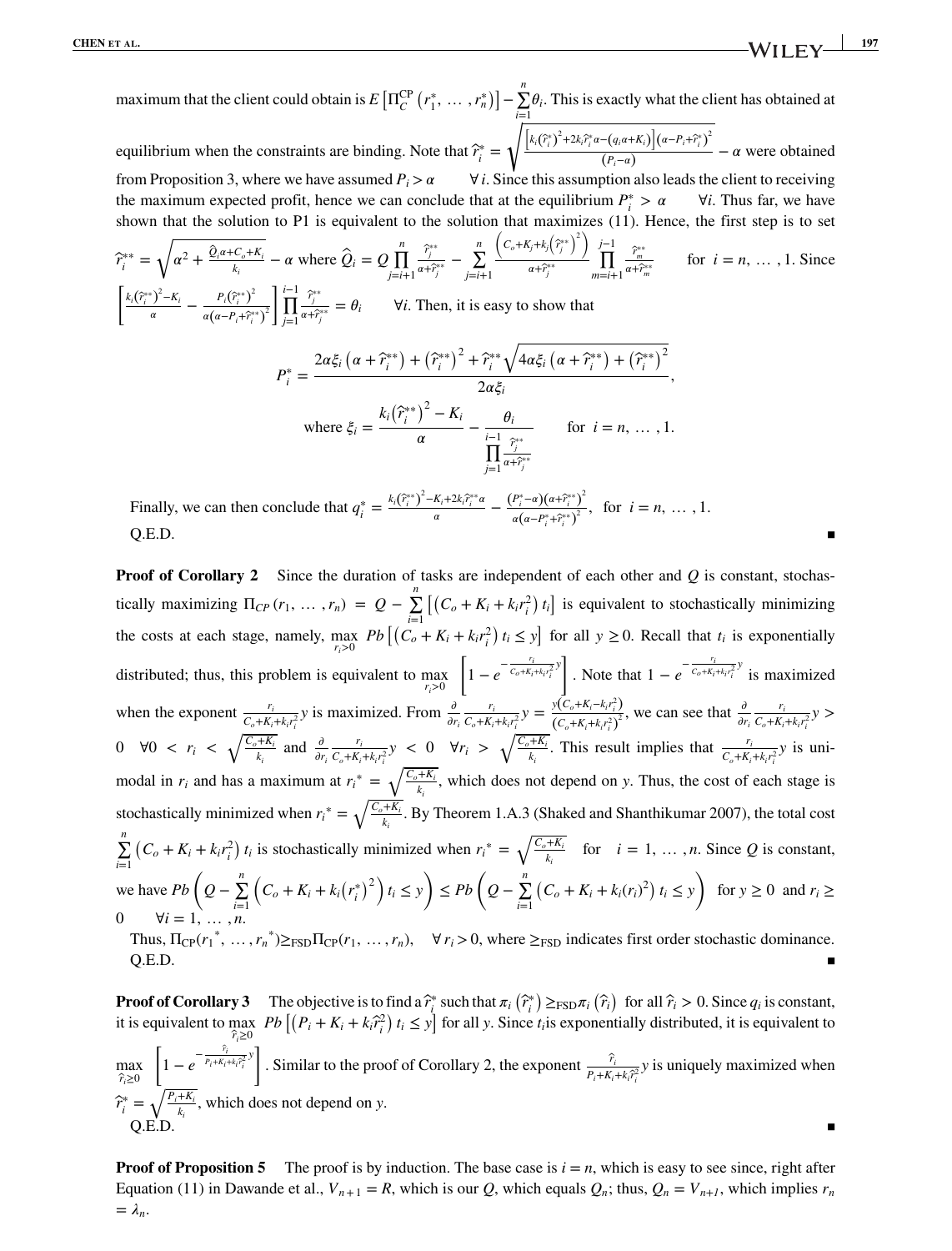maximum that the client could obtain is $E\left[\Pi_C^{CP}\left(r_1^*, \ldots, r_n^*\right)\right] - \sum_{i=1}^{n}\theta_i$. This is exactly what the client has obtained at equilibrium when the constraints are binding. Note that $\hat{r}_i^* = \sqrt{\frac{\left[k_i\left(\hat{r}_i^*\right)^2 + 2k_i\hat{r}_i^*\alpha - \left(q_i\alpha + K_i\right)\right]\left(\alpha - P_i + \hat{r}_i^*\right)^2}{\left(P_i - \alpha\right)}} - \alpha$ were obtained from Proposition 3, where we have assumed $P_i > \alpha \quad \forall i$. Since this assumption also leads the client to receiving the maximum expected profit, hence we can conclude that at the equilibrium $P_i^* > \alpha \quad \forall i$. Thus far, we have shown that the solution to P1 is equivalent to the solution that maximizes (11). Hence, the first step is to set $\hat{r}_i^{**} = \sqrt{\alpha^2 + \frac{\hat{Q}_i\alpha + C_o + K_i}{k_i}} - \alpha$ where $\hat{Q}_i = Q\prod_{j=i+1}^{n}\frac{\hat{r}_j^{**}}{\alpha + \hat{r}_j^{**}} - \sum_{j=i+1}^{n}\frac{\left(C_o + K_j + k_j\left(\hat{r}_j^{**}\right)^2\right)}{\alpha + \hat{r}_j^{**}}\prod_{m=i+1}^{j-1}\frac{\hat{r}_m^{**}}{\alpha + \hat{r}_m^{**}} \quad$ for $i = n, \ldots, 1$. Since $\left[\frac{k_i\left(\hat{r}_i^{**}\right)^2 - K_i}{\alpha} - \frac{P_i\left(\hat{r}_i^{**}\right)^2}{\alpha\left(\alpha - P_i + \hat{r}_i^{**}\right)^2}\right]\prod_{j=1}^{i-1}\frac{\hat{r}_j^{**}}{\alpha + \hat{r}_j^{**}} = \theta_i \quad \forall i$. Then, it is easy to show that

$$P_i^* = \frac{2\alpha\xi_i\left(\alpha + \hat{r}_i^{**}\right) + \left(\hat{r}_i^{**}\right)^2 + \hat{r}_i^{**}\sqrt{4\alpha\xi_i\left(\alpha + \hat{r}_i^{**}\right) + \left(\hat{r}_i^{**}\right)^2}}{2\alpha\xi_i},$$

$$\text{where } \xi_i = \frac{k_i\left(\hat{r}_i^{**}\right)^2 - K_i}{\alpha} - \frac{\theta_i}{\prod_{j=1}^{i-1}\frac{\hat{r}_j^{**}}{\alpha + \hat{r}_j^{**}}} \qquad \text{for } i = n, \ldots, 1.$$

Finally, we can then conclude that $q_i^* = \frac{k_i\left(\hat{r}_i^{**}\right)^2 - K_i + 2k_i\hat{r}_i^{**}\alpha}{\alpha} - \frac{\left(P_i^* - \alpha\right)\left(\alpha + \hat{r}_i^{**}\right)^2}{\alpha\left(\alpha - P_i^* + \hat{r}_i^{**}\right)^2}$, for $i = n, \ldots, 1$.

Q.E.D. ∎

**Proof of Corollary 2** Since the duration of tasks are independent of each other and $Q$ is constant, stochastically maximizing $\Pi_{CP}(r_1, \ldots, r_n) = Q - \sum_{i=1}^{n}\left[\left(C_o + K_i + k_i r_i^2\right)t_i\right]$ is equivalent to stochastically minimizing the costs at each stage, namely, $\max_{r_i > 0} Pb\left[\left(C_o + K_i + k_i r_i^2\right)t_i \le y\right]$ for all $y \ge 0$. Recall that $t_i$ is exponentially distributed; thus, this problem is equivalent to $\max_{r_i > 0}\left[1 - e^{-\frac{r_i}{C_o + K_i + k_i r_i^2}y}\right]$. Note that $1 - e^{-\frac{r_i}{C_o + K_i + k_i r_i^2}y}$ is maximized when the exponent $\frac{r_i}{C_o + K_i + k_i r_i^2}y$ is maximized. From $\frac{\partial}{\partial r_i}\frac{r_i}{C_o + K_i + k_i r_i^2}y = \frac{y\left(C_o + K_i - k_i r_i^2\right)}{\left(C_o + K_i + k_i r_i^2\right)^2}$, we can see that $\frac{\partial}{\partial r_i}\frac{r_i}{C_o + K_i + k_i r_i^2}y > 0 \quad \forall 0 < r_i < \sqrt{\frac{C_o + K_i}{k_i}}$ and $\frac{\partial}{\partial r_i}\frac{r_i}{C_o + K_i + k_i r_i^2}y < 0 \quad \forall r_i > \sqrt{\frac{C_o + K_i}{k_i}}$. This result implies that $\frac{r_i}{C_o + K_i + k_i r_i^2}y$ is unimodal in $r_i$ and has a maximum at $r_i^* = \sqrt{\frac{C_o + K_i}{k_i}}$, which does not depend on $y$. Thus, the cost of each stage is stochastically minimized when $r_i^* = \sqrt{\frac{C_o + K_i}{k_i}}$. By Theorem 1.A.3 (Shaked and Shanthikumar 2007), the total cost $\sum_{i=1}^{n}\left(C_o + K_i + k_i r_i^2\right)t_i$ is stochastically minimized when $r_i^* = \sqrt{\frac{C_o + K_i}{k_i}} \quad$ for $\quad i = 1, \ldots, n$. Since $Q$ is constant, we have $Pb\left(Q - \sum_{i=1}^{n}\left(C_o + K_i + k_i\left(r_i^*\right)^2\right)t_i \le y\right) \le Pb\left(Q - \sum_{i=1}^{n}\left(C_o + K_i + k_i\left(r_i\right)^2\right)t_i \le y\right)$ for $y \ge 0$ and $r_i \ge 0 \quad \forall i = 1, \ldots, n$.

Thus, $\Pi_{CP}(r_1^*, \ldots, r_n^*) \ge_{FSD} \Pi_{CP}(r_1, \ldots, r_n), \quad \forall r_i > 0$, where $\ge_{FSD}$ indicates first order stochastic dominance.

Q.E.D. ∎

**Proof of Corollary 3** The objective is to find a $\hat{r}_i^*$ such that $\pi_i\left(\hat{r}_i^*\right) \ge_{FSD} \pi_i\left(\hat{r}_i\right)$ for all $\hat{r}_i > 0$. Since $q_i$ is constant, it is equivalent to $\max_{\hat{r}_i \ge 0} Pb\left[\left(P_i + K_i + k_i\hat{r}_i^2\right)t_i \le y\right]$ for all $y$. Since $t_i$ is exponentially distributed, it is equivalent to $\max_{\hat{r}_i \ge 0}\left[1 - e^{-\frac{\hat{r}_i}{P_i + K_i + k_i\hat{r}_i^2}y}\right]$. Similar to the proof of Corollary 2, the exponent $\frac{\hat{r}_i}{P_i + K_i + k_i\hat{r}_i^2}y$ is uniquely maximized when $\hat{r}_i^* = \sqrt{\frac{P_i + K_i}{k_i}}$, which does not depend on $y$.

Q.E.D. ∎

**Proof of Proposition 5** The proof is by induction. The base case is $i = n$, which is easy to see since, right after Equation (11) in Dawande et al., $V_{n+1} = R$, which is our $Q$, which equals $Q_n$; thus, $Q_n = V_{n+1}$, which implies $r_n = \lambda_n$.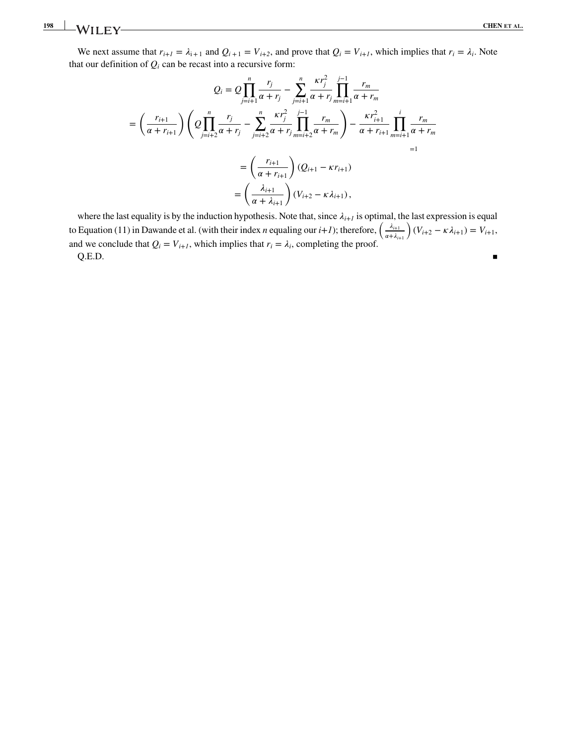We next assume that $r_{i+1} = \lambda_{i+1}$ and $Q_{i+1} = V_{i+2}$, and prove that $Q_i = V_{i+1}$, which implies that $r_i = \lambda_i$. Note that our definition of $Q_i$ can be recast into a recursive form:

$$
\begin{aligned}
Q_i &= Q\prod_{j=i+1}^{n} \frac{r_j}{\alpha + r_j} - \sum_{j=i+1}^{n} \frac{\kappa r_j^2}{\alpha + r_j} \prod_{m=i+1}^{j-1} \frac{r_m}{\alpha + r_m} \\
&= \left(\frac{r_{i+1}}{\alpha + r_{i+1}}\right)\left(Q\prod_{j=i+2}^{n} \frac{r_j}{\alpha + r_j} - \sum_{j=i+2}^{n} \frac{\kappa r_j^2}{\alpha + r_j} \prod_{m=i+2}^{j-1} \frac{r_m}{\alpha + r_m}\right) - \frac{\kappa r_{i+1}^2}{\alpha + r_{i+1}} \underbrace{\prod_{m=i+1}^{i} \frac{r_m}{\alpha + r_m}}_{=1} \\
&= \left(\frac{r_{i+1}}{\alpha + r_{i+1}}\right)(Q_{i+1} - \kappa r_{i+1}) \\
&= \left(\frac{\lambda_{i+1}}{\alpha + \lambda_{i+1}}\right)(V_{i+2} - \kappa \lambda_{i+1}),
\end{aligned}
$$

where the last equality is by the induction hypothesis. Note that, since $\lambda_{i+1}$ is optimal, the last expression is equal to Equation (11) in Dawande et al. (with their index *n* equaling our *i+1*); therefore, $\left(\frac{\lambda_{i+1}}{\alpha+\lambda_{i+1}}\right)(V_{i+2} - \kappa\lambda_{i+1}) = V_{i+1}$, and we conclude that $Q_i = V_{i+1}$, which implies that $r_i = \lambda_i$, completing the proof.

Q.E.D. ∎